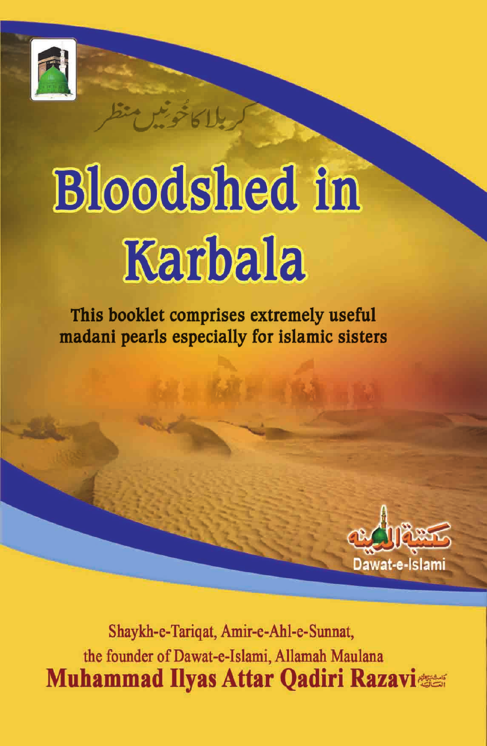کربلا کا خُونیں منظر

# Bloodshed in Karbala

This booklet comprises extremely useful madani pearls especially for islamic sisters

مکتبۃ المدینہ

Dawat-e-Islami

Shaykh-e-Tariqat, Amir-e-Ahl-e-Sunnat,
the founder of Dawat-e-Islami, Allamah Maulana

**Muhammad Ilyas Attar Qadiri Razavi**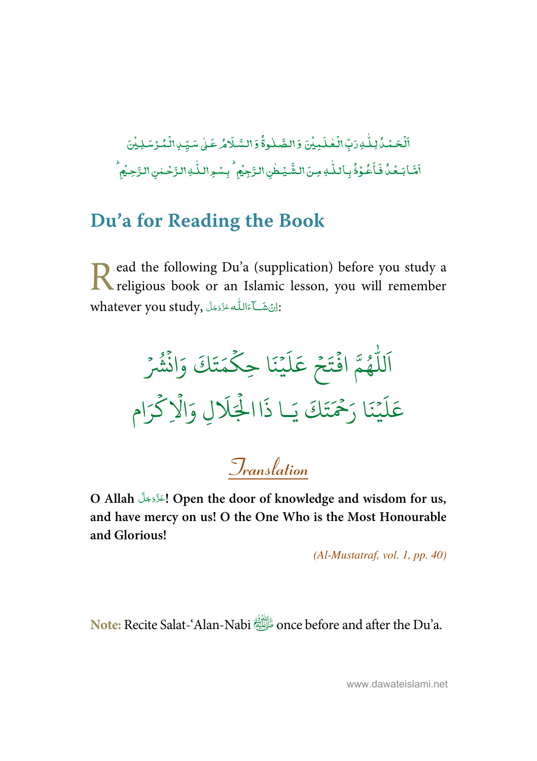اَلْحَمْدُ لِلّٰهِ رَبِّ الْعٰلَمِيْنَ وَ الصَّلٰوةُ وَ السَّلَامُ عَلٰى سَيِّدِ الْمُرْسَلِيْنَ

اَمَّا بَعْدُ فَاَعُوْذُ بِاللّٰهِ مِنَ الشَّيْطٰنِ الرَّجِيْمِ ؕ بِسْمِ اللّٰهِ الرَّحْمٰنِ الرَّحِيْمِ ؕ

## Du'a for Reading the Book

Read the following Du'a (supplication) before you study a religious book or an Islamic lesson, you will remember whatever you study, اِنْ شَآءَ اللّٰه عَزَّوَجَلَّ:

اَللّٰهُمَّ افْتَحْ عَلَيْنَا حِكْمَتَكَ وَانْشُرْ
عَلَيْنَا رَحْمَتَكَ يَا ذَاالْجَلَالِ وَالْاِكْرَام

### Translation

**O Allah عَزَّوَجَلَّ! Open the door of knowledge and wisdom for us, and have mercy on us! O the One Who is the Most Honourable and Glorious!**

*(Al-Mustatraf, vol. 1, pp. 40)*

**Note:** Recite Salat-'Alan-Nabi ﷺ once before and after the Du'a.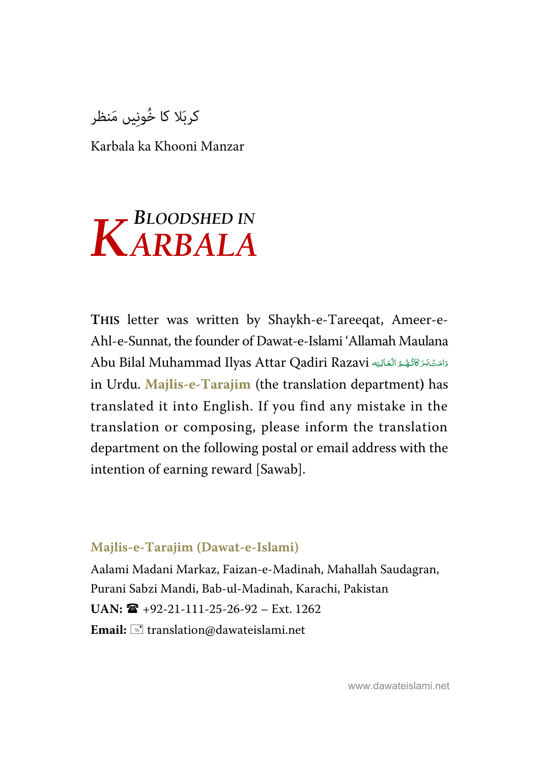کربَلا کا خُونِیں مَنظر

Karbala ka Khooni Manzar

# BLOODSHED IN KARBALA

**THIS** letter was written by Shaykh-e-Tareeqat, Ameer-e-Ahl-e-Sunnat, the founder of Dawat-e-Islami 'Allamah Maulana Abu Bilal Muhammad Ilyas Attar Qadiri Razavi دَامَتْ بَرَكَاتُهُمُ الْعَالِيَه in Urdu. **Majlis-e-Tarajim** (the translation department) has translated it into English. If you find any mistake in the translation or composing, please inform the translation department on the following postal or email address with the intention of earning reward [Sawab].

**Majlis-e-Tarajim (Dawat-e-Islami)**

Aalami Madani Markaz, Faizan-e-Madinah, Mahallah Saudagran, Purani Sabzi Mandi, Bab-ul-Madinah, Karachi, Pakistan

**UAN:** ☎ +92-21-111-25-26-92 – Ext. 1262

**Email:** translation@dawateislami.net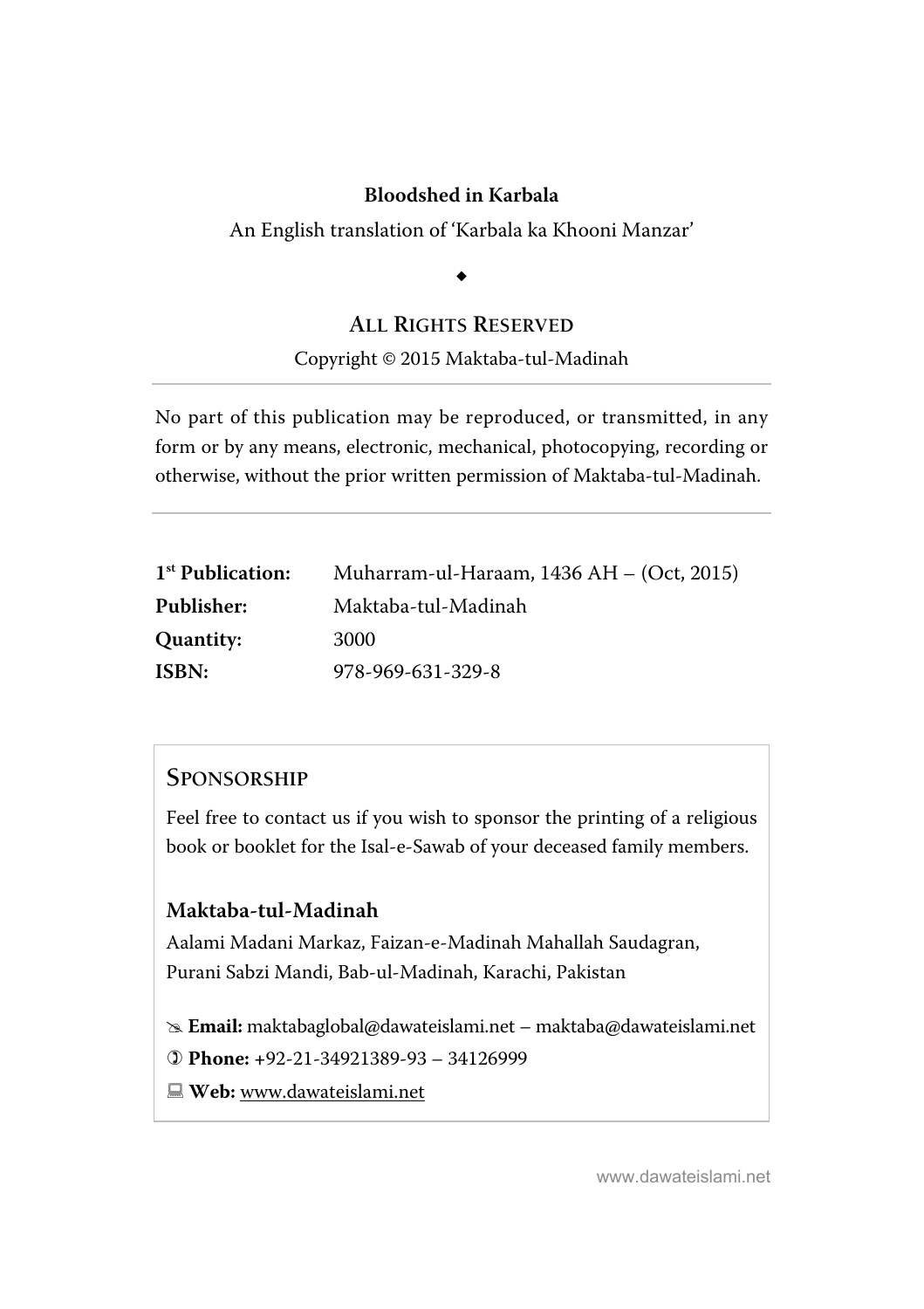**Bloodshed in Karbala**

An English translation of 'Karbala ka Khooni Manzar'

◆

## ALL RIGHTS RESERVED

Copyright © 2015 Maktaba-tul-Madinah

---

No part of this publication may be reproduced, or transmitted, in any form or by any means, electronic, mechanical, photocopying, recording or otherwise, without the prior written permission of Maktaba-tul-Madinah.

---

| | |
|---|---|
| **1st Publication:** | Muharram-ul-Haraam, 1436 AH – (Oct, 2015) |
| **Publisher:** | Maktaba-tul-Madinah |
| **Quantity:** | 3000 |
| **ISBN:** | 978-969-631-329-8 |

## SPONSORSHIP

Feel free to contact us if you wish to sponsor the printing of a religious book or booklet for the Isal-e-Sawab of your deceased family members.

**Maktaba-tul-Madinah**

Aalami Madani Markaz, Faizan-e-Madinah Mahallah Saudagran,
Purani Sabzi Mandi, Bab-ul-Madinah, Karachi, Pakistan

✉ **Email:** maktabaglobal@dawateislami.net – maktaba@dawateislami.net

☏ **Phone:** +92-21-34921389-93 – 34126999

💻 **Web:** www.dawateislami.net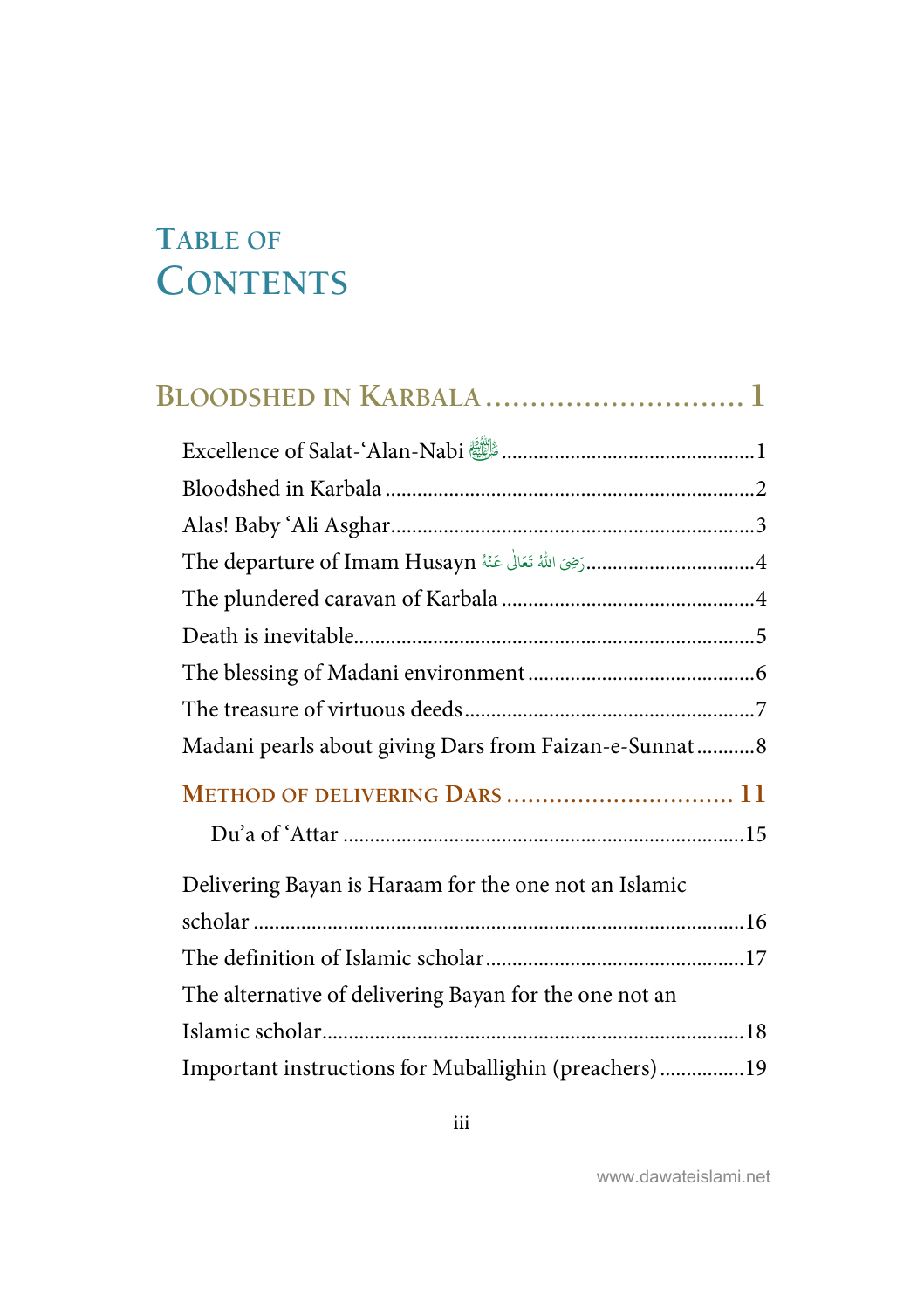# Table of Contents

## Bloodshed in Karbala ............................ 1

Excellence of Salat-'Alan-Nabi ﷺ ............................................... 1
Bloodshed in Karbala ................................................................... 2
Alas! Baby 'Ali Asghar.................................................................. 3
The departure of Imam Husayn رَضِیَ اللّٰہُ تَعَالٰی عَنْہُ............................... 4
The plundered caravan of Karbala ............................................... 4
Death is inevitable.......................................................................... 5
The blessing of Madani environment .......................................... 6
The treasure of virtuous deeds ..................................................... 7
Madani pearls about giving Dars from Faizan-e-Sunnat ........... 8

### Method of delivering Dars ............................... 11

Du'a of 'Attar ........................................................................... 15

Delivering Bayan is Haraam for the one not an Islamic scholar ........................................................................... 16
The definition of Islamic scholar ................................................ 17
The alternative of delivering Bayan for the one not an Islamic scholar............................................................................... 18
Important instructions for Muballighin (preachers) ................ 19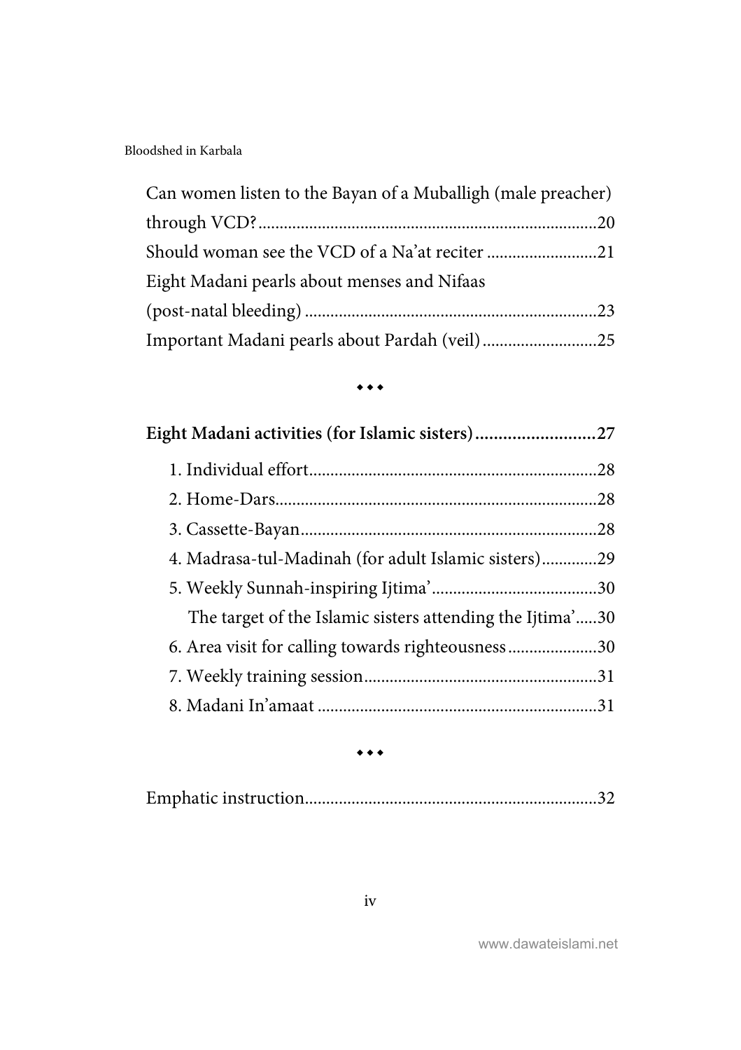Can women listen to the Bayan of a Muballigh (male preacher) through VCD? ...... 20
Should woman see the VCD of a Na'at reciter ...... 21
Eight Madani pearls about menses and Nifaas (post-natal bleeding) ...... 23
Important Madani pearls about Pardah (veil) ...... 25

⬩⬩⬩

**Eight Madani activities (for Islamic sisters) ...... 27**

1. Individual effort ...... 28
2. Home-Dars ...... 28
3. Cassette-Bayan ...... 28
4. Madrasa-tul-Madinah (for adult Islamic sisters) ...... 29
5. Weekly Sunnah-inspiring Ijtima' ...... 30
   The target of the Islamic sisters attending the Ijtima' ...... 30
6. Area visit for calling towards righteousness ...... 30
7. Weekly training session ...... 31
8. Madani In'amaat ...... 31

⬩⬩⬩

Emphatic instruction ...... 32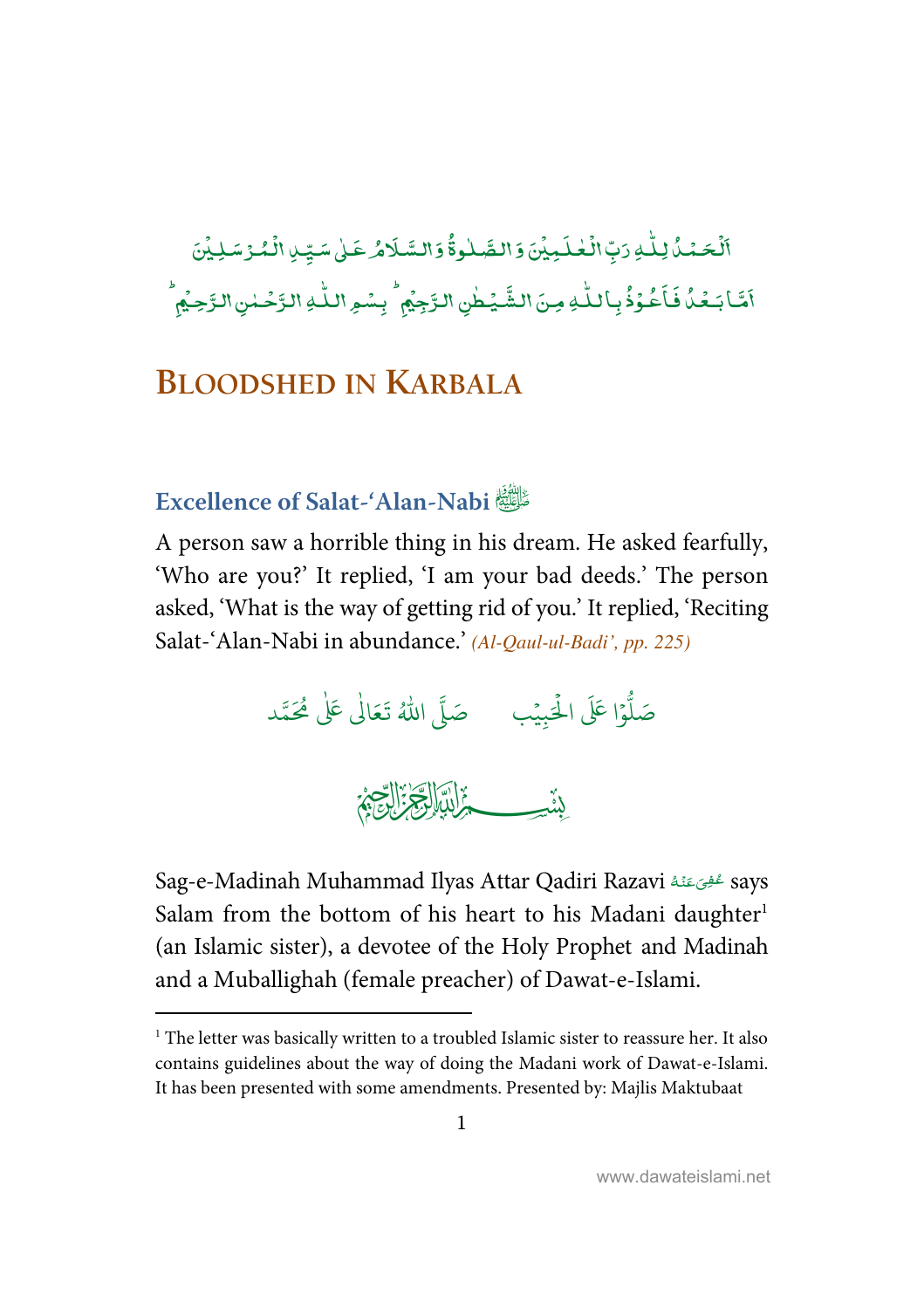اَلۡحَمۡدُ لِلّٰہِ رَبِّ الۡعٰلَمِیۡنَ وَ الصَّلٰوۃُ وَ السَّلَامُ عَلٰی سَیِّدِ الۡمُرۡسَلِیۡنَ

اَمَّا بَعۡدُ فَاَعُوۡذُ بِاللّٰہِ مِنَ الشَّیۡطٰنِ الرَّجِیۡمِ ؕ بِسۡمِ اللّٰہِ الرَّحۡمٰنِ الرَّحِیۡمِ ؕ

# Bloodshed in Karbala

## Excellence of Salat-'Alan-Nabi ﷺ

A person saw a horrible thing in his dream. He asked fearfully, 'Who are you?' It replied, 'I am your bad deeds.' The person asked, 'What is the way of getting rid of you.' It replied, 'Reciting Salat-'Alan-Nabi in abundance.' *(Al-Qaul-ul-Badi', pp. 225)*

صَلُّوۡا عَلَی الۡحَبِیۡب صَلَّی اللّٰہُ تَعَالٰی عَلٰی مُحَمَّد

بِسۡمِ اللّٰہِ الرَّحۡمٰنِ الرَّحِیۡمِ

Sag-e-Madinah Muhammad Ilyas Attar Qadiri Razavi عُفِیَ عَنۡہُ says Salam from the bottom of his heart to his Madani daughter[1] (an Islamic sister), a devotee of the Holy Prophet and Madinah and a Muballighah (female preacher) of Dawat-e-Islami.

---

[1] The letter was basically written to a troubled Islamic sister to reassure her. It also contains guidelines about the way of doing the Madani work of Dawat-e-Islami. It has been presented with some amendments. Presented by: Majlis Maktubaat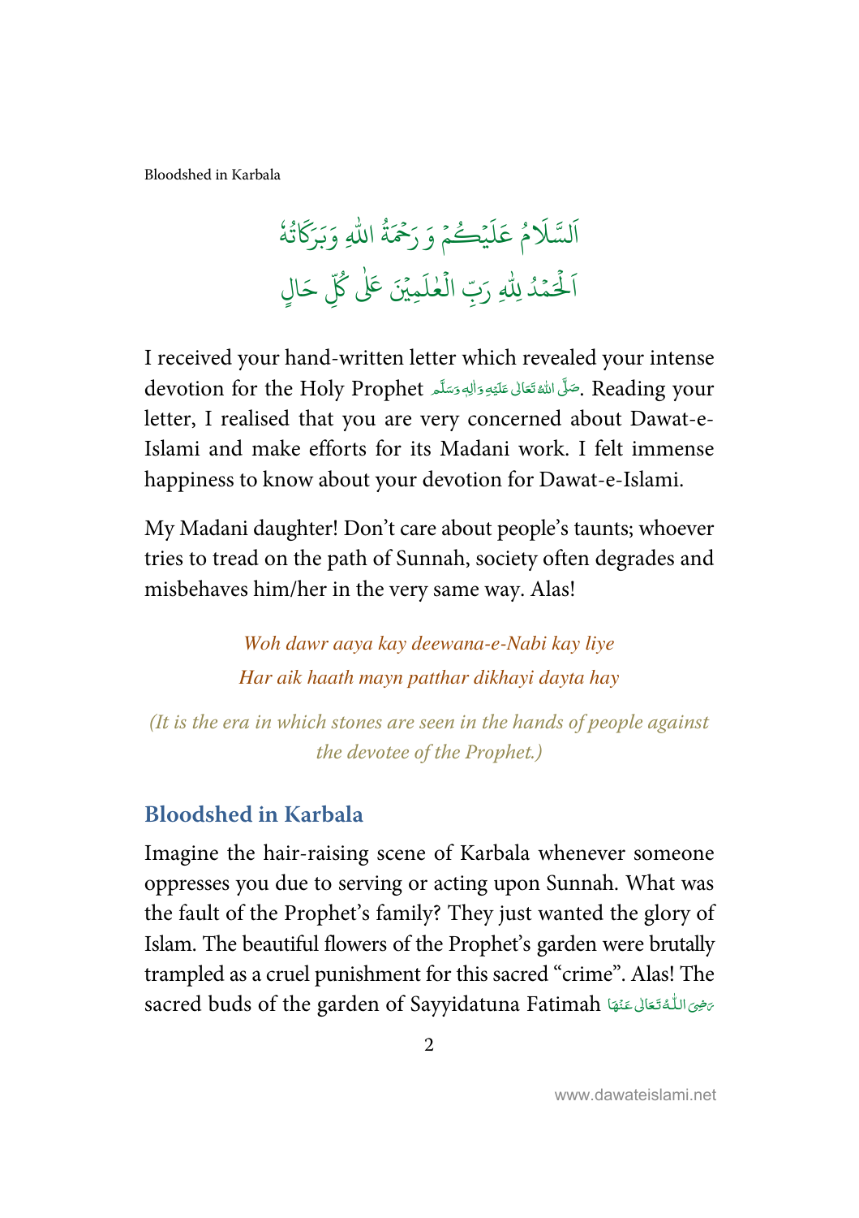اَلسَّلَامُ عَلَيْكُمْ وَرَحْمَةُ اللهِ وَبَرَكَاتُهٗ

اَلْحَمْدُ لِلّٰهِ رَبِّ الْعٰلَمِيْنَ عَلٰى كُلِّ حَالٍ

I received your hand-written letter which revealed your intense devotion for the Holy Prophet صَلَّى اللهُ تَعَالٰى عَلَيْهِ وَاٰلِهٖ وَسَلَّم. Reading your letter, I realised that you are very concerned about Dawat-e-Islami and make efforts for its Madani work. I felt immense happiness to know about your devotion for Dawat-e-Islami.

My Madani daughter! Don't care about people's taunts; whoever tries to tread on the path of Sunnah, society often degrades and misbehaves him/her in the very same way. Alas!

*Woh dawr aaya kay deewana-e-Nabi kay liye*
*Har aik haath mayn patthar dikhayi dayta hay*

*(It is the era in which stones are seen in the hands of people against the devotee of the Prophet.)*

## Bloodshed in Karbala

Imagine the hair-raising scene of Karbala whenever someone oppresses you due to serving or acting upon Sunnah. What was the fault of the Prophet's family? They just wanted the glory of Islam. The beautiful flowers of the Prophet's garden were brutally trampled as a cruel punishment for this sacred "crime". Alas! The sacred buds of the garden of Sayyidatuna Fatimah رَضِىَ اللّٰهُ تَعَالٰى عَنْهَا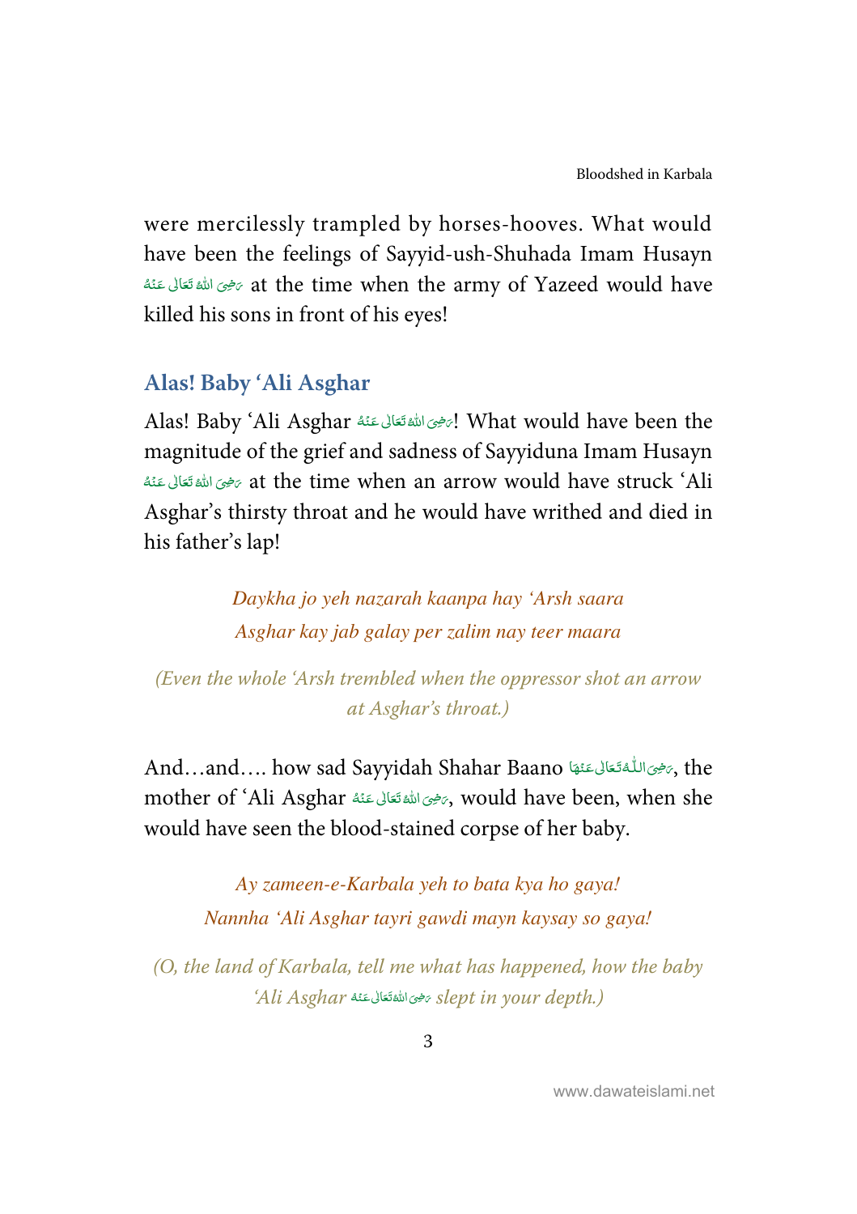were mercilessly trampled by horses-hooves. What would have been the feelings of Sayyid-ush-Shuhada Imam Husayn رَضِىَ اللهُ تَعَالٰى عَنۡهُ at the time when the army of Yazeed would have killed his sons in front of his eyes!

## Alas! Baby 'Ali Asghar

Alas! Baby 'Ali Asghar رَضِىَ اللهُ تَعَالٰى عَنۡهُ! What would have been the magnitude of the grief and sadness of Sayyiduna Imam Husayn رَضِىَ اللهُ تَعَالٰى عَنۡهُ at the time when an arrow would have struck 'Ali Asghar's thirsty throat and he would have writhed and died in his father's lap!

*Daykha jo yeh nazarah kaanpa hay 'Arsh saara*
*Asghar kay jab galay per zalim nay teer maara*

*(Even the whole 'Arsh trembled when the oppressor shot an arrow at Asghar's throat.)*

And…and…. how sad Sayyidah Shahar Baano رَضِىَ اللّٰهُ تَعَالٰى عَنۡهَا, the mother of 'Ali Asghar رَضِىَ اللهُ تَعَالٰى عَنۡهُ, would have been, when she would have seen the blood-stained corpse of her baby.

*Ay zameen-e-Karbala yeh to bata kya ho gaya!*
*Nannha 'Ali Asghar tayri gawdi mayn kaysay so gaya!*

*(O, the land of Karbala, tell me what has happened, how the baby 'Ali Asghar رَضِىَ اللهُ تَعَالٰى عَنۡهُ slept in your depth.)*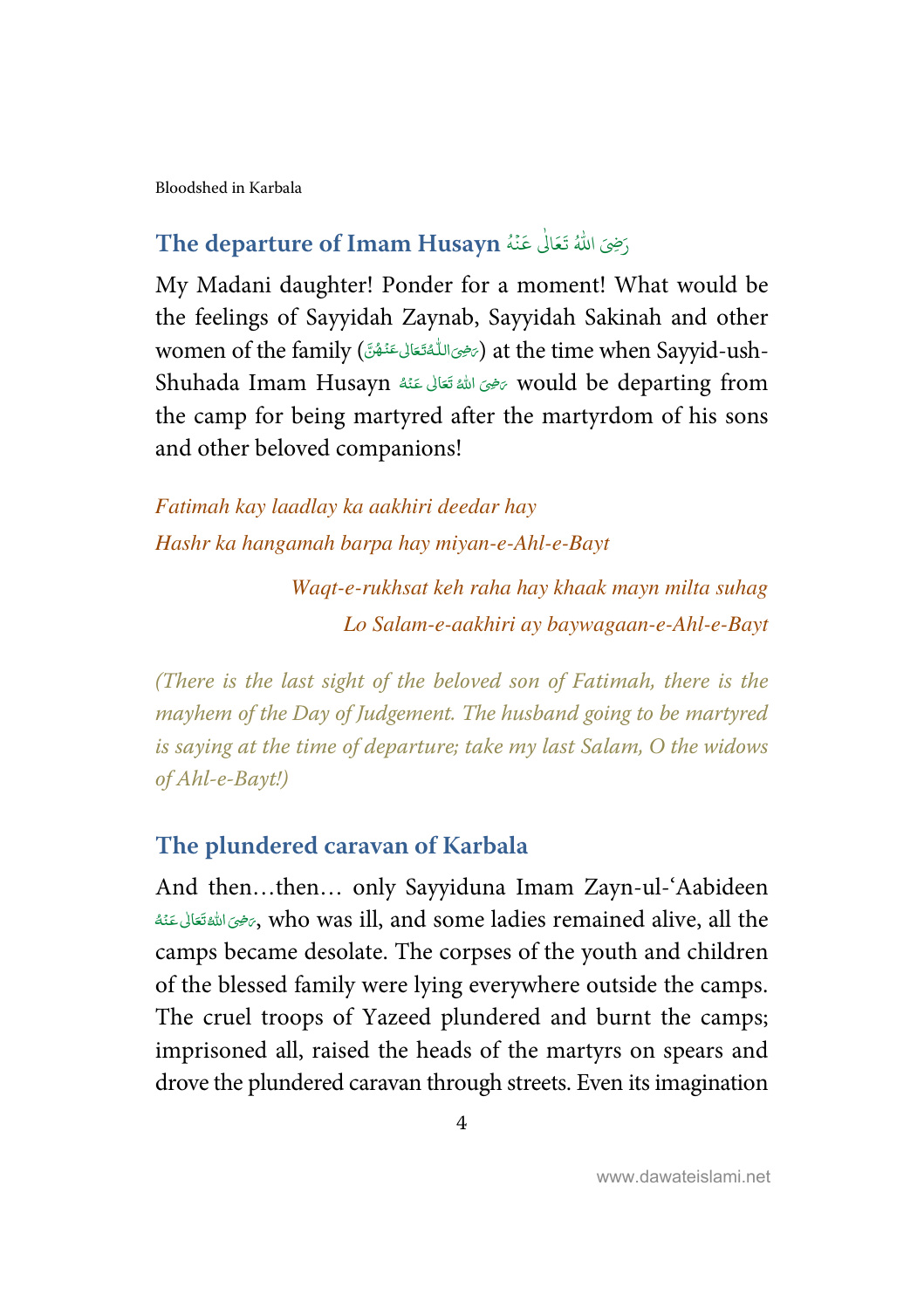## The departure of Imam Husayn رَضِیَ اللّٰہُ تَعَالٰی عَنۡہُ

My Madani daughter! Ponder for a moment! What would be the feelings of Sayyidah Zaynab, Sayyidah Sakinah and other women of the family (رَضِیَ اللّٰہُ تَعَالٰی عَنۡہُنَّ) at the time when Sayyid-ush-Shuhada Imam Husayn رَضِیَ اللّٰہُ تَعَالٰی عَنۡہُ would be departing from the camp for being martyred after the martyrdom of his sons and other beloved companions!

*Fatimah kay laadlay ka aakhiri deedar hay*
*Hashr ka hangamah barpa hay miyan-e-Ahl-e-Bayt*

*Waqt-e-rukhsat keh raha hay khaak mayn milta suhag*
*Lo Salam-e-aakhiri ay baywagaan-e-Ahl-e-Bayt*

*(There is the last sight of the beloved son of Fatimah, there is the mayhem of the Day of Judgement. The husband going to be martyred is saying at the time of departure; take my last Salam, O the widows of Ahl-e-Bayt!)*

## The plundered caravan of Karbala

And then…then… only Sayyiduna Imam Zayn-ul-'Aabideen رَضِیَ اللّٰہُ تَعَالٰی عَنۡہُ, who was ill, and some ladies remained alive, all the camps became desolate. The corpses of the youth and children of the blessed family were lying everywhere outside the camps. The cruel troops of Yazeed plundered and burnt the camps; imprisoned all, raised the heads of the martyrs on spears and drove the plundered caravan through streets. Even its imagination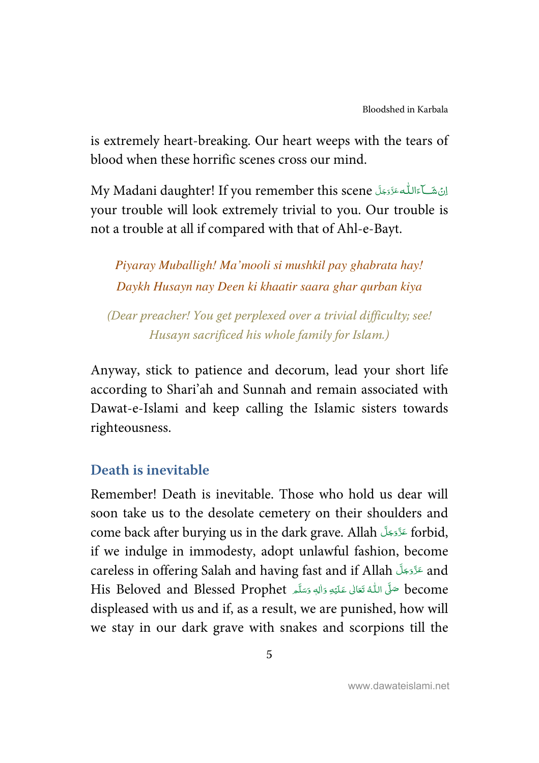is extremely heart-breaking. Our heart weeps with the tears of blood when these horrific scenes cross our mind.

My Madani daughter! If you remember this scene اِنْ شَآءَاللّٰہ عَزَّوَجَلَّ your trouble will look extremely trivial to you. Our trouble is not a trouble at all if compared with that of Ahl-e-Bayt.

*Piyaray Muballigh! Ma'mooli si mushkil pay ghabrata hay!*
*Daykh Husayn nay Deen ki khaatir saara ghar qurban kiya*

*(Dear preacher! You get perplexed over a trivial difficulty; see! Husayn sacrificed his whole family for Islam.)*

Anyway, stick to patience and decorum, lead your short life according to Shari'ah and Sunnah and remain associated with Dawat-e-Islami and keep calling the Islamic sisters towards righteousness.

## Death is inevitable

Remember! Death is inevitable. Those who hold us dear will soon take us to the desolate cemetery on their shoulders and come back after burying us in the dark grave. Allah عَزَّوَجَلَّ forbid, if we indulge in immodesty, adopt unlawful fashion, become careless in offering Salah and having fast and if Allah عَزَّوَجَلَّ and His Beloved and Blessed Prophet صَلَّى اللّٰهُ تَعَالٰى عَلَيْهِ وَاٰلِهٖ وَسَلَّم become displeased with us and if, as a result, we are punished, how will we stay in our dark grave with snakes and scorpions till the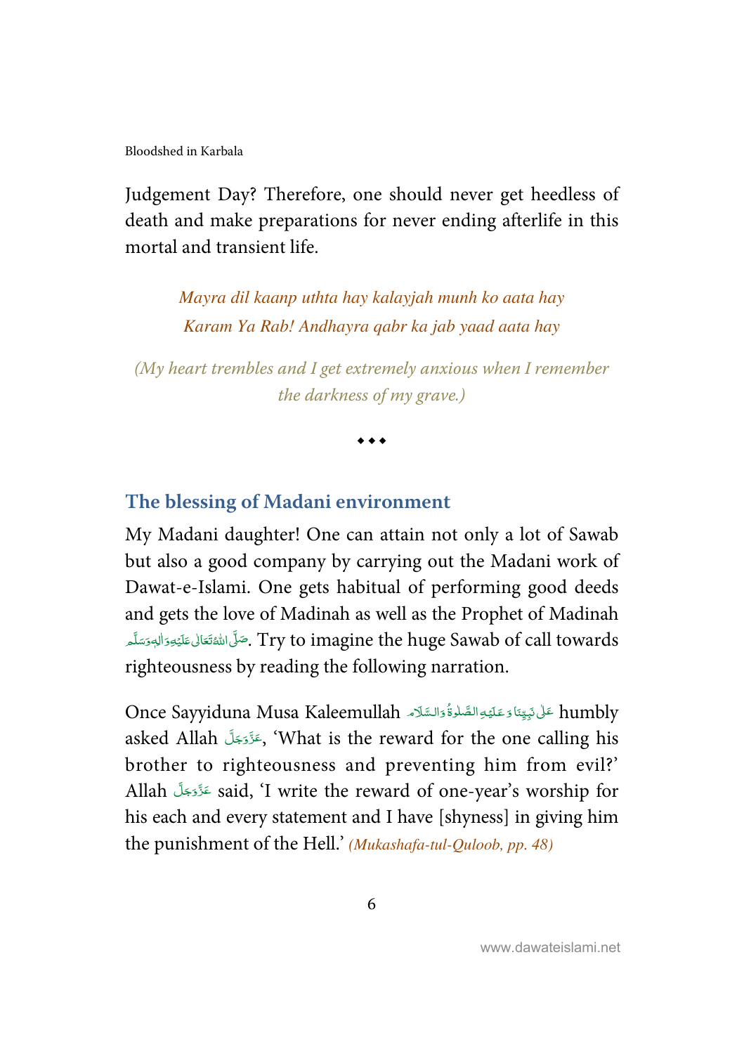Judgement Day? Therefore, one should never get heedless of death and make preparations for never ending afterlife in this mortal and transient life.

*Mayra dil kaanp uthta hay kalayjah munh ko aata hay*
*Karam Ya Rab! Andhayra qabr ka jab yaad aata hay*

*(My heart trembles and I get extremely anxious when I remember the darkness of my grave.)*

◆ ◆ ◆

## The blessing of Madani environment

My Madani daughter! One can attain not only a lot of Sawab but also a good company by carrying out the Madani work of Dawat-e-Islami. One gets habitual of performing good deeds and gets the love of Madinah as well as the Prophet of Madinah صَلَّى اللهُ تَعَالٰى عَلَيْهِ وَاٰلِهٖ وَسَلَّم. Try to imagine the huge Sawab of call towards righteousness by reading the following narration.

Once Sayyiduna Musa Kaleemullah عَلٰى نَبِيِّنَا وَ عَلَيْهِ الصَّلٰوةُ وَالسَّلَام humbly asked Allah عَزَّوَجَلَّ, 'What is the reward for the one calling his brother to righteousness and preventing him from evil?' Allah عَزَّوَجَلَّ said, 'I write the reward of one-year's worship for his each and every statement and I have [shyness] in giving him the punishment of the Hell.' *(Mukashafa-tul-Quloob, pp. 48)*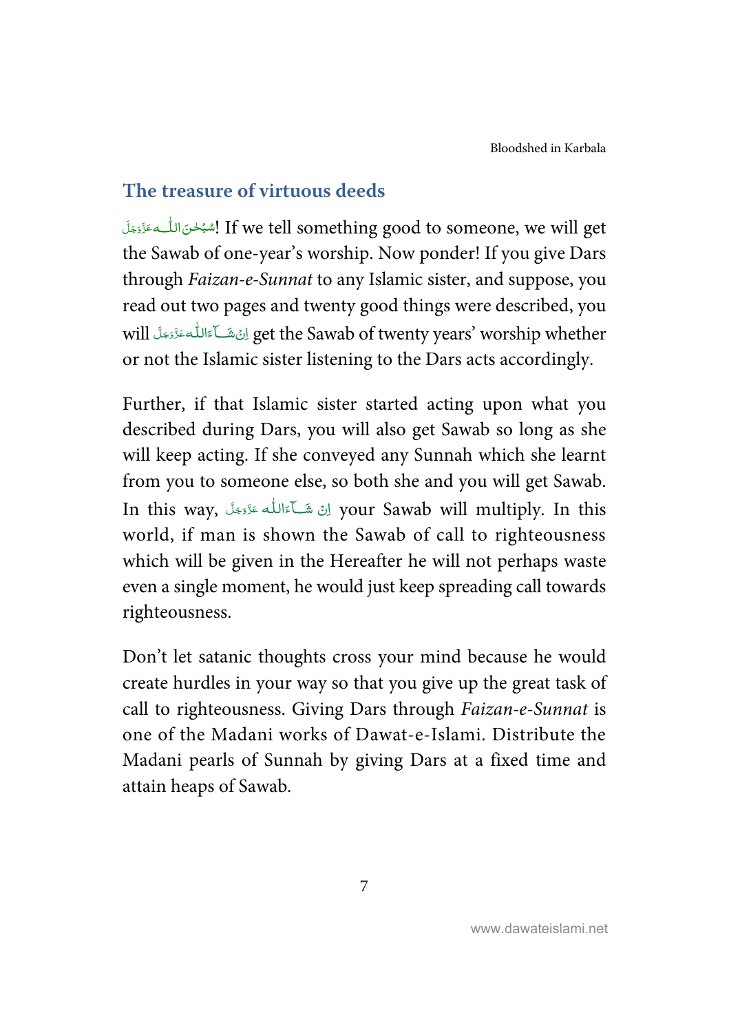## The treasure of virtuous deeds

!سُبْحٰنَ اللّٰہ عَزَّوَجَلَّ If we tell something good to someone, we will get the Sawab of one-year's worship. Now ponder! If you give Dars through *Faizan-e-Sunnat* to any Islamic sister, and suppose, you read out two pages and twenty good things were described, you will اِنْ شَآءَاللّٰہ عَزَّوَجَلَّ get the Sawab of twenty years' worship whether or not the Islamic sister listening to the Dars acts accordingly.

Further, if that Islamic sister started acting upon what you described during Dars, you will also get Sawab so long as she will keep acting. If she conveyed any Sunnah which she learnt from you to someone else, so both she and you will get Sawab. In this way, اِنْ شَآءَاللّٰہ عَزَّوَجَلَّ your Sawab will multiply. In this world, if man is shown the Sawab of call to righteousness which will be given in the Hereafter he will not perhaps waste even a single moment, he would just keep spreading call towards righteousness.

Don't let satanic thoughts cross your mind because he would create hurdles in your way so that you give up the great task of call to righteousness. Giving Dars through *Faizan-e-Sunnat* is one of the Madani works of Dawat-e-Islami. Distribute the Madani pearls of Sunnah by giving Dars at a fixed time and attain heaps of Sawab.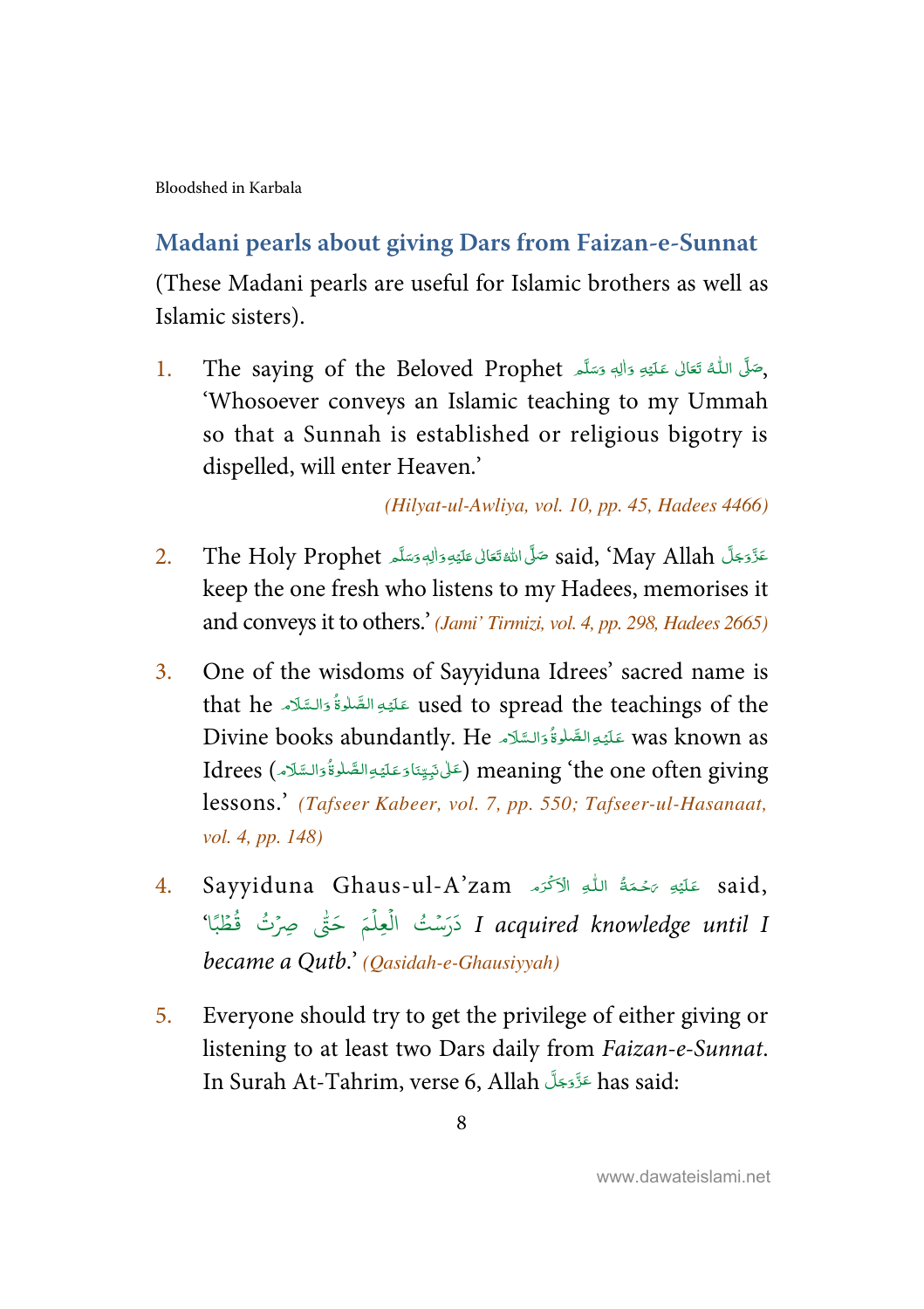## Madani pearls about giving Dars from Faizan-e-Sunnat

(These Madani pearls are useful for Islamic brothers as well as Islamic sisters).

1. The saying of the Beloved Prophet صَلَّى اللّٰهُ تَعَالٰى عَلَيْهِ وَاٰلِهٖ وَسَلَّم, 'Whosoever conveys an Islamic teaching to my Ummah so that a Sunnah is established or religious bigotry is dispelled, will enter Heaven.'

   *(Hilyat-ul-Awliya, vol. 10, pp. 45, Hadees 4466)*

2. The Holy Prophet صَلَّى اللّٰهُ تَعَالٰى عَلَيْهِ وَاٰلِهٖ وَسَلَّم said, 'May Allah عَزَّوَجَلَّ keep the one fresh who listens to my Hadees, memorises it and conveys it to others.' *(Jami' Tirmizi, vol. 4, pp. 298, Hadees 2665)*

3. One of the wisdoms of Sayyiduna Idrees' sacred name is that he عَلَيْهِ الصَّلٰوةُ وَالسَّلَام used to spread the teachings of the Divine books abundantly. He عَلَيْهِ الصَّلٰوةُ وَالسَّلَام was known as Idrees (عَلٰى نَبِيِّنَا وَعَلَيْهِ الصَّلٰوةُ وَالسَّلَام) meaning 'the one often giving lessons.' *(Tafseer Kabeer, vol. 7, pp. 550; Tafseer-ul-Hasanaat, vol. 4, pp. 148)*

4. Sayyiduna Ghaus-ul-A'zam عَلَيْهِ رَحْمَةُ اللّٰهِ الْاَكْرَم said, 'دَرَسْتُ الْعِلْمَ حَتّٰى صِرْتُ قُطْبًا *I acquired knowledge until I became a Qutb.*' *(Qasidah-e-Ghausiyyah)*

5. Everyone should try to get the privilege of either giving or listening to at least two Dars daily from *Faizan-e-Sunnat*. In Surah At-Tahrim, verse 6, Allah عَزَّوَجَلَّ has said: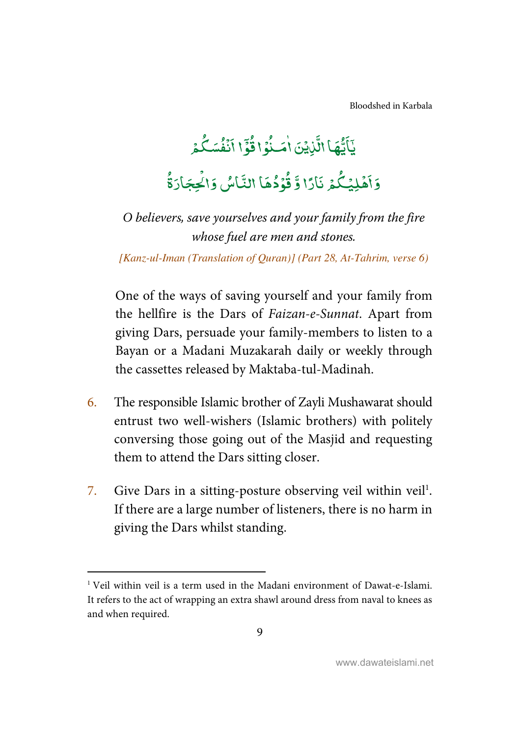يٰۤاَیُّهَا الَّذِیْنَ اٰمَنُوْا قُوْۤا اَنْفُسَكُمْ وَ اَهْلِیْكُمْ نَارًا وَّ قُوْدُهَا النَّاسُ وَ الْحِجَارَةُ

*O believers, save yourselves and your family from the fire whose fuel are men and stones.*

*[Kanz-ul-Iman (Translation of Quran)] (Part 28, At-Tahrim, verse 6)*

One of the ways of saving yourself and your family from the hellfire is the Dars of *Faizan-e-Sunnat*. Apart from giving Dars, persuade your family-members to listen to a Bayan or a Madani Muzakarah daily or weekly through the cassettes released by Maktaba-tul-Madinah.

6. The responsible Islamic brother of Zayli Mushawarat should entrust two well-wishers (Islamic brothers) with politely conversing those going out of the Masjid and requesting them to attend the Dars sitting closer.

7. Give Dars in a sitting-posture observing veil within veil[1]. If there are a large number of listeners, there is no harm in giving the Dars whilst standing.

---

[1] Veil within veil is a term used in the Madani environment of Dawat-e-Islami. It refers to the act of wrapping an extra shawl around dress from naval to knees as and when required.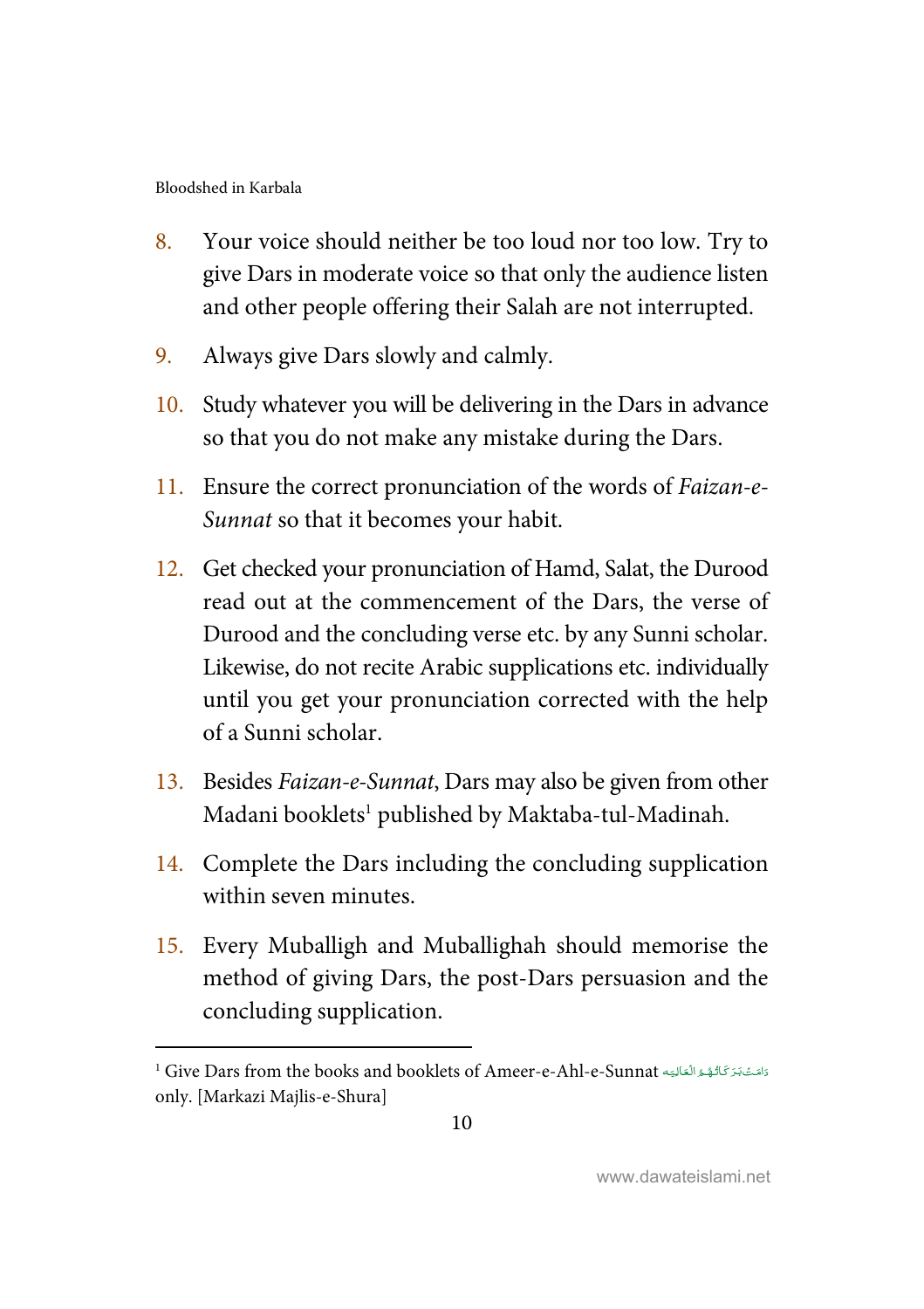8. Your voice should neither be too loud nor too low. Try to give Dars in moderate voice so that only the audience listen and other people offering their Salah are not interrupted.

9. Always give Dars slowly and calmly.

10. Study whatever you will be delivering in the Dars in advance so that you do not make any mistake during the Dars.

11. Ensure the correct pronunciation of the words of *Faizan-e-Sunnat* so that it becomes your habit.

12. Get checked your pronunciation of Hamd, Salat, the Durood read out at the commencement of the Dars, the verse of Durood and the concluding verse etc. by any Sunni scholar. Likewise, do not recite Arabic supplications etc. individually until you get your pronunciation corrected with the help of a Sunni scholar.

13. Besides *Faizan-e-Sunnat*, Dars may also be given from other Madani booklets[1] published by Maktaba-tul-Madinah.

14. Complete the Dars including the concluding supplication within seven minutes.

15. Every Muballigh and Muballighah should memorise the method of giving Dars, the post-Dars persuasion and the concluding supplication.

---

[1] Give Dars from the books and booklets of Ameer-e-Ahl-e-Sunnat دَامَتْ بَرَكَاتُهُمُ الْعَالِيَه only. [Markazi Majlis-e-Shura]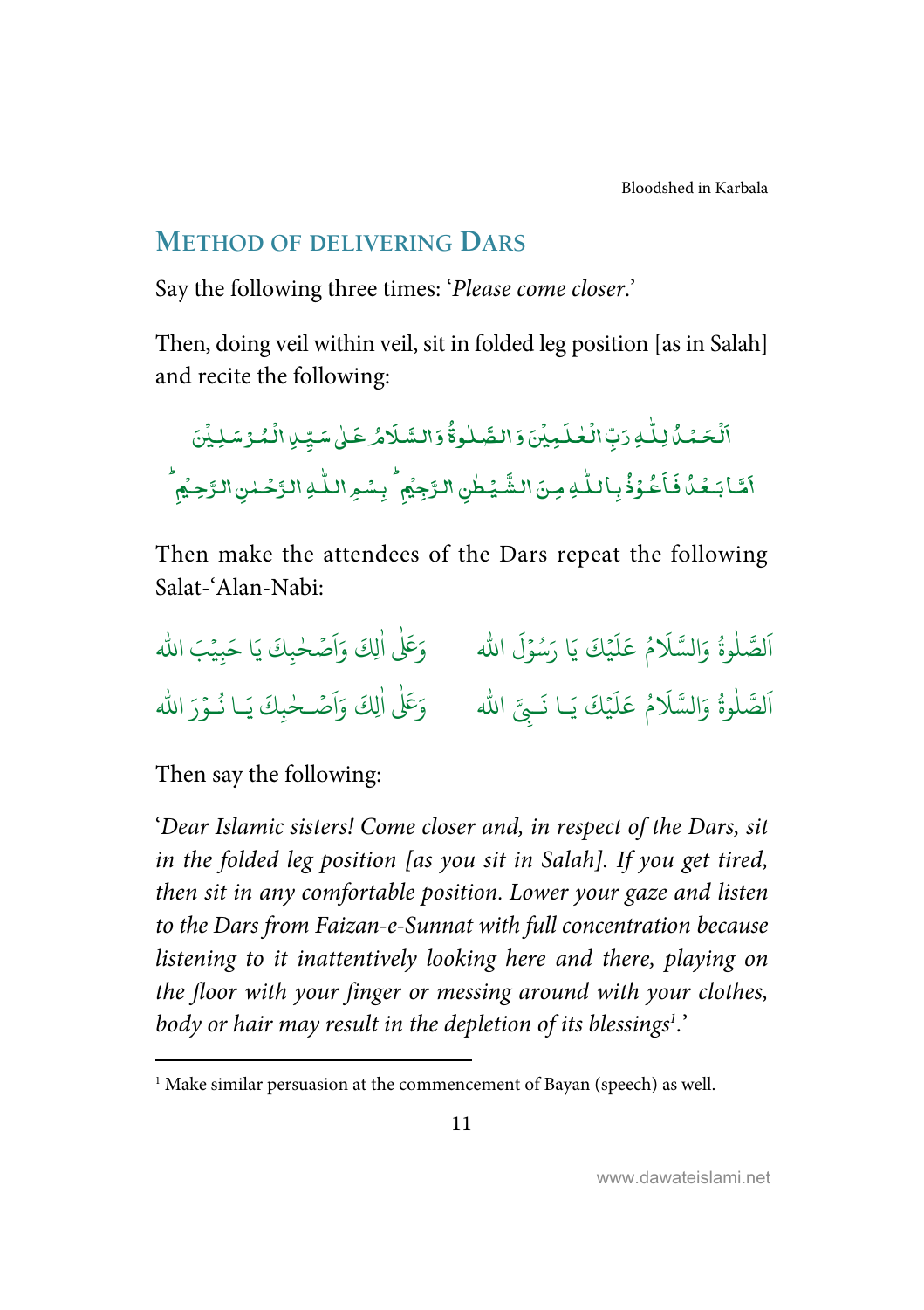## Method of delivering Dars

Say the following three times: '*Please come closer*.'

Then, doing veil within veil, sit in folded leg position [as in Salah] and recite the following:

اَلْحَمْدُ لِلّٰهِ رَبِّ الْعٰلَمِيْنَ وَالصَّلٰوةُ وَالسَّلَامُ عَلٰى سَيِّدِ الْمُرْسَلِيْنَ

اَمَّا بَعْدُ فَاَعُوْذُ بِاللّٰهِ مِنَ الشَّيْطٰنِ الرَّجِيْمِ ؕ بِسْمِ اللّٰهِ الرَّحْمٰنِ الرَّحِيْمِ ؕ

Then make the attendees of the Dars repeat the following Salat-'Alan-Nabi:

اَلصَّلٰوةُ وَالسَّلَامُ عَلَيْكَ يَا رَسُوْلَ الله وَعَلٰى اٰلِكَ وَاَصْحٰبِكَ يَا حَبِيْبَ الله

اَلصَّلٰوةُ وَالسَّلَامُ عَلَيْكَ يَا نَبِيَّ الله وَعَلٰى اٰلِكَ وَاَصْحٰبِكَ يَا نُوْرَ الله

Then say the following:

'*Dear Islamic sisters! Come closer and, in respect of the Dars, sit in the folded leg position [as you sit in Salah]. If you get tired, then sit in any comfortable position. Lower your gaze and listen to the Dars from Faizan-e-Sunnat with full concentration because listening to it inattentively looking here and there, playing on the floor with your finger or messing around with your clothes, body or hair may result in the depletion of its blessings*[1].'

[1] Make similar persuasion at the commencement of Bayan (speech) as well.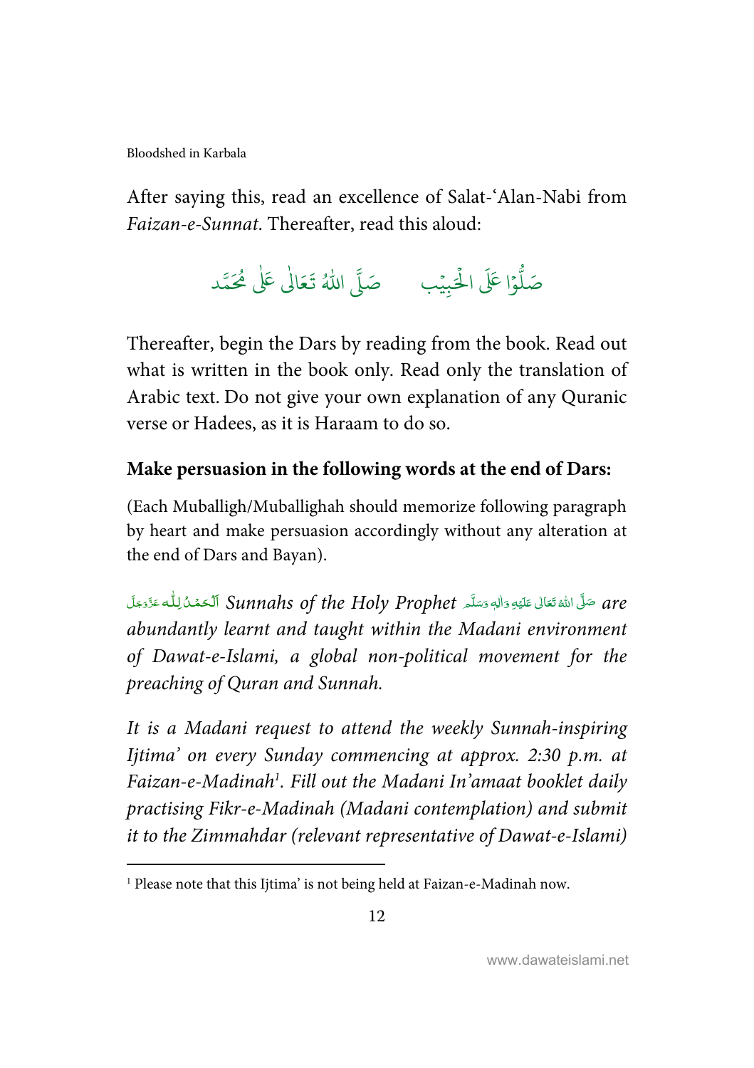After saying this, read an excellence of Salat-'Alan-Nabi from *Faizan-e-Sunnat*. Thereafter, read this aloud:

صَلُّوْا عَلَى الْحَبِيْب صَلَّى اللّٰهُ تَعَالٰى عَلٰى مُحَمَّد

Thereafter, begin the Dars by reading from the book. Read out what is written in the book only. Read only the translation of Arabic text. Do not give your own explanation of any Quranic verse or Hadees, as it is Haraam to do so.

**Make persuasion in the following words at the end of Dars:**

(Each Muballigh/Muballighah should memorize following paragraph by heart and make persuasion accordingly without any alteration at the end of Dars and Bayan).

اَلْحَمْدُ لِلّٰه عَزَّوَجَلَّ *Sunnahs of the Holy Prophet* صَلَّى اللّٰهُ تَعَالٰى عَلَيْهِ وَاٰلِهٖ وَسَلَّم *are abundantly learnt and taught within the Madani environment of Dawat-e-Islami, a global non-political movement for the preaching of Quran and Sunnah.*

*It is a Madani request to attend the weekly Sunnah-inspiring Ijtima' on every Sunday commencing at approx. 2:30 p.m. at Faizan-e-Madinah[1]. Fill out the Madani In'amaat booklet daily practising Fikr-e-Madinah (Madani contemplation) and submit it to the Zimmahdar (relevant representative of Dawat-e-Islami)*

[1] Please note that this Ijtima' is not being held at Faizan-e-Madinah now.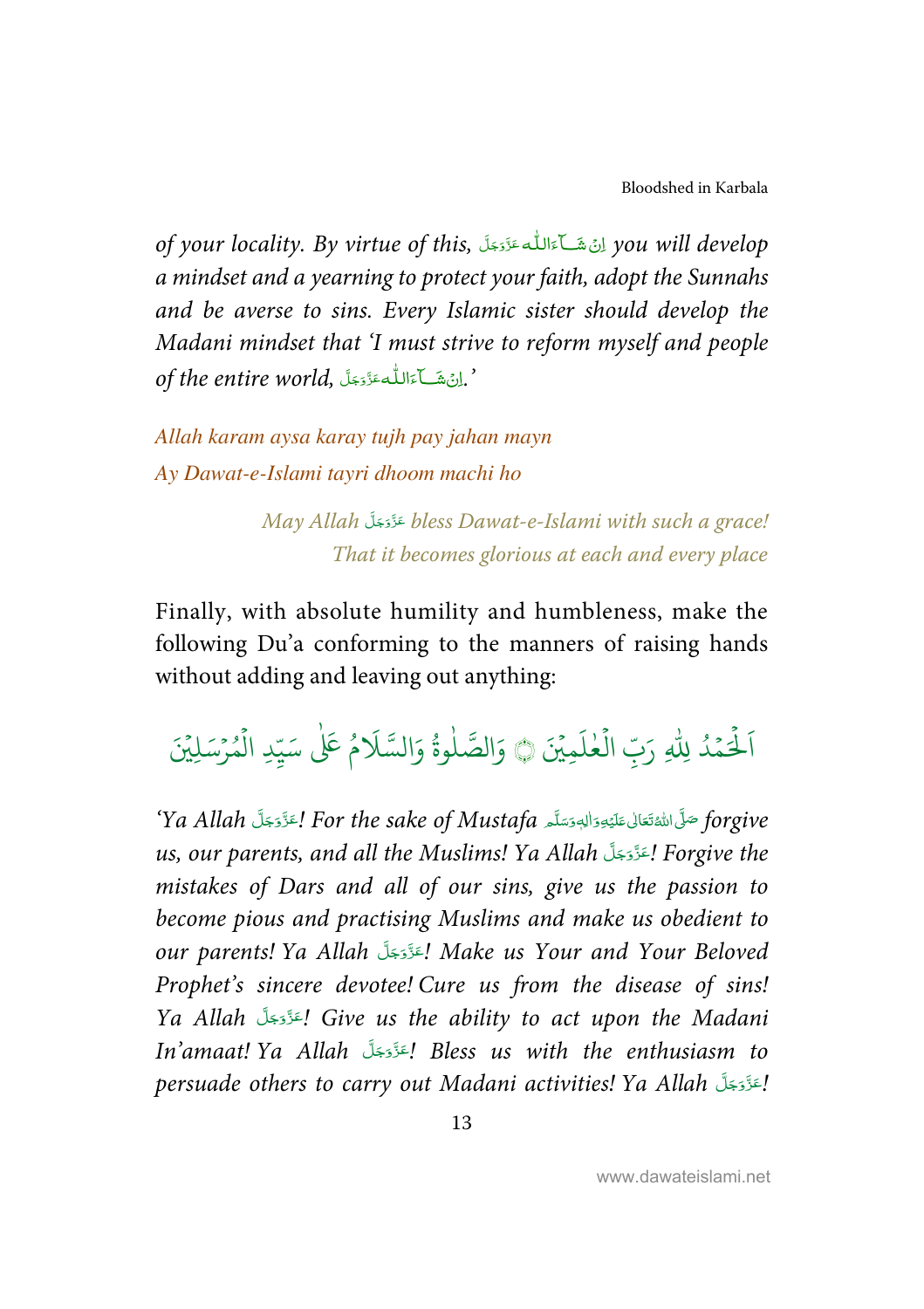*of your locality. By virtue of this,* اِنْ شَآءَاللّٰہ عَزَّوَجَلَّ *you will develop a mindset and a yearning to protect your faith, adopt the Sunnahs and be averse to sins. Every Islamic sister should develop the Madani mindset that 'I must strive to reform myself and people of the entire world,* اِنْ شَآءَاللّٰہ عَزَّوَجَلَّ.*'*

*Allah karam aysa karay tujh pay jahan mayn*
*Ay Dawat-e-Islami tayri dhoom machi ho*

*May Allah* عَزَّوَجَلَّ *bless Dawat-e-Islami with such a grace!*
*That it becomes glorious at each and every place*

Finally, with absolute humility and humbleness, make the following Du'a conforming to the manners of raising hands without adding and leaving out anything:

اَلْحَمْدُ لِلّٰهِ رَبِّ الْعٰلَمِيْنَ ۞ وَالصَّلٰوةُ وَالسَّلَامُ عَلٰى سَيِّدِ الْمُرْسَلِيْنَ

*'Ya Allah* عَزَّوَجَلَّ*! For the sake of Mustafa* صَلَّی اللہُ تَعَالٰی عَلَیْہِ وَاٰلِہٖ وَسَلَّم *forgive us, our parents, and all the Muslims! Ya Allah* عَزَّوَجَلَّ*! Forgive the mistakes of Dars and all of our sins, give us the passion to become pious and practising Muslims and make us obedient to our parents! Ya Allah* عَزَّوَجَلَّ*! Make us Your and Your Beloved Prophet's sincere devotee! Cure us from the disease of sins! Ya Allah* عَزَّوَجَلَّ*! Give us the ability to act upon the Madani In'amaat! Ya Allah* عَزَّوَجَلَّ*! Bless us with the enthusiasm to persuade others to carry out Madani activities! Ya Allah* عَزَّوَجَلَّ*!*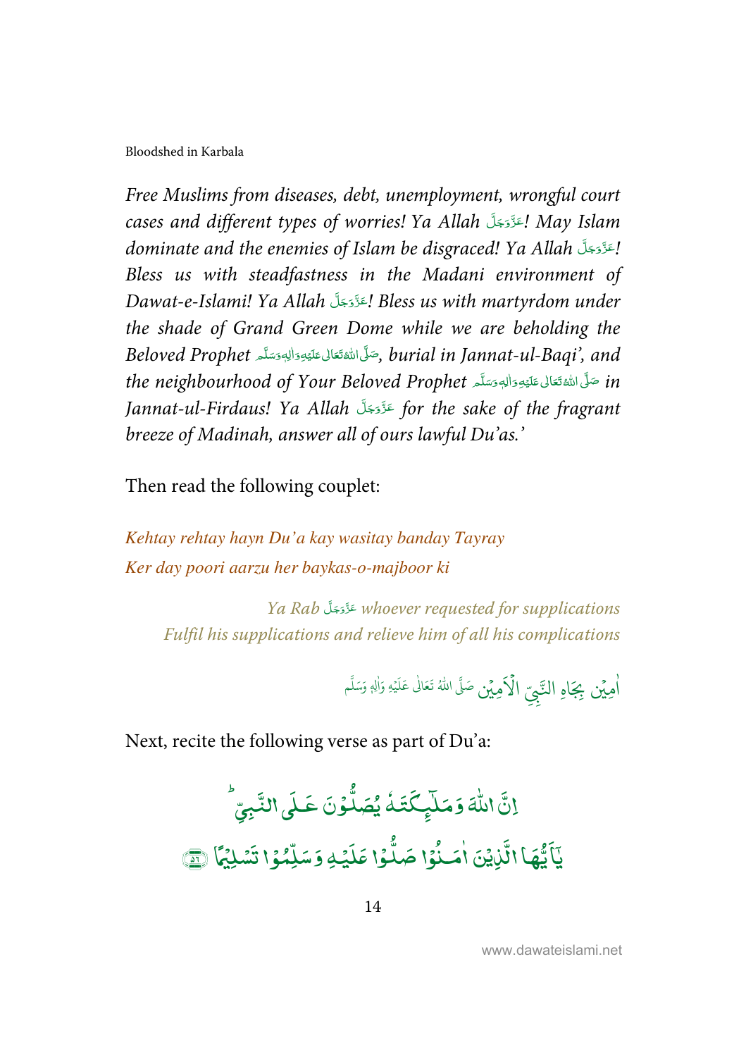*Free Muslims from diseases, debt, unemployment, wrongful court cases and different types of worries! Ya Allah* عَزَّوَجَلَّ*! May Islam dominate and the enemies of Islam be disgraced! Ya Allah* عَزَّوَجَلَّ*! Bless us with steadfastness in the Madani environment of Dawat-e-Islami! Ya Allah* عَزَّوَجَلَّ*! Bless us with martyrdom under the shade of Grand Green Dome while we are beholding the Beloved Prophet* صَلَّى اللهُ تَعَالٰى عَلَيْهِ وَاٰلِهٖ وَسَلَّم*, burial in Jannat-ul-Baqi', and the neighbourhood of Your Beloved Prophet* صَلَّى اللهُ تَعَالٰى عَلَيْهِ وَاٰلِهٖ وَسَلَّم *in Jannat-ul-Firdaus! Ya Allah* عَزَّوَجَلَّ *for the sake of the fragrant breeze of Madinah, answer all of ours lawful Du'as.'*

Then read the following couplet:

*Kehtay rehtay hayn Du'a kay wasitay banday Tayray*
*Ker day poori aarzu her baykas-o-majboor ki*

*Ya Rab* عَزَّوَجَلَّ *whoever requested for supplications*
*Fulfil his supplications and relieve him of all his complications*

اٰمِيْن بِجَاهِ النَّبِيِّ الْاَمِيْن صَلَّى اللهُ تَعَالٰى عَلَيْهِ وَاٰلِهٖ وَسَلَّم

Next, recite the following verse as part of Du'a:

اِنَّ اللّٰهَ وَمَلٰٓىِٕكَتَهٗ يُصَلُّوْنَ عَلَى النَّبِيِّ ؕ
يٰۤاَيُّهَا الَّذِيْنَ اٰمَنُوْا صَلُّوْا عَلَيْهِ وَسَلِّمُوْا تَسْلِيْمًا ﴿۵۶﴾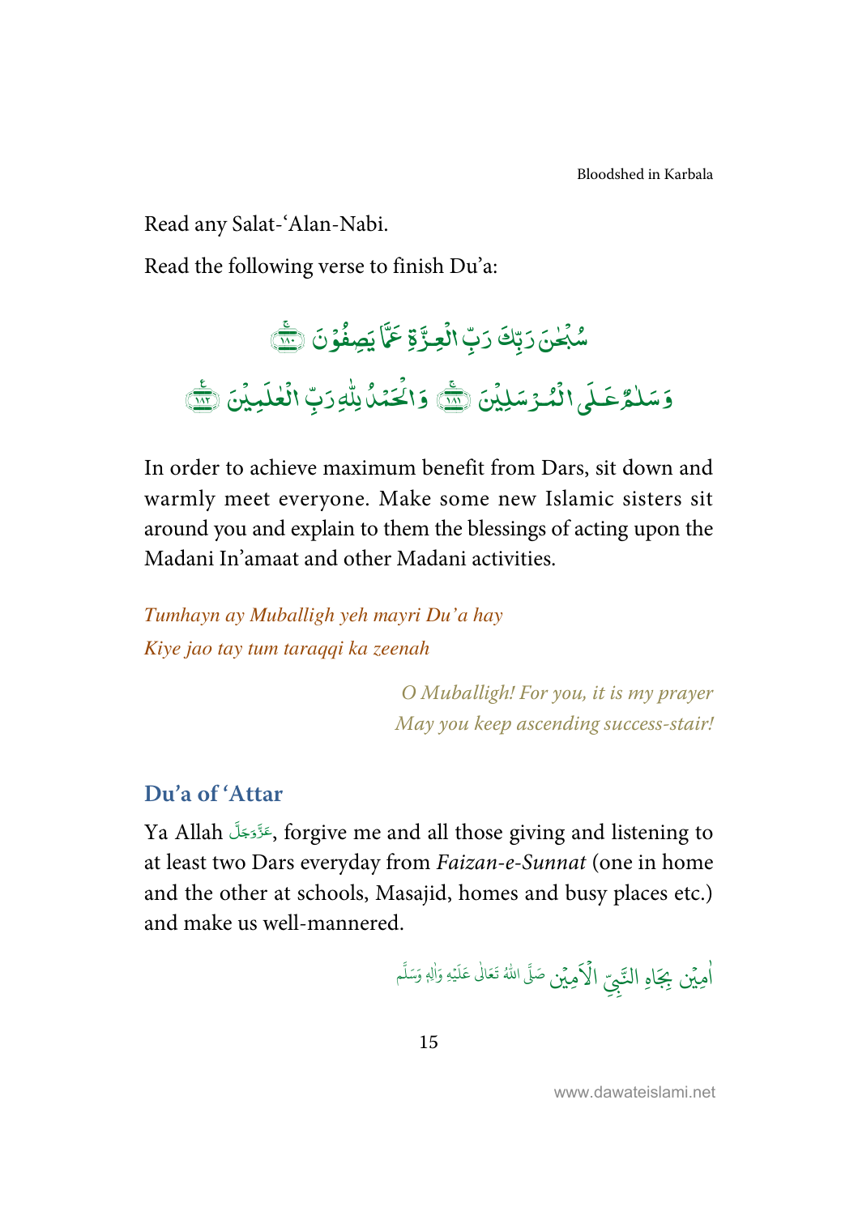Read any Salat-'Alan-Nabi.

Read the following verse to finish Du'a:

سُبْحٰنَ رَبِّكَ رَبِّ الْعِزَّةِ عَمَّا یَصِفُوْنَ ﴿۱۸۰﴾

وَ سَلٰمٌ عَلَى الْمُرْسَلِیْنَ ﴿۱۸۱﴾ وَ الْحَمْدُ لِلّٰهِ رَبِّ الْعٰلَمِیْنَ ﴿۱۸۲﴾

In order to achieve maximum benefit from Dars, sit down and warmly meet everyone. Make some new Islamic sisters sit around you and explain to them the blessings of acting upon the Madani In'amaat and other Madani activities.

*Tumhayn ay Muballigh yeh mayri Du'a hay*
*Kiye jao tay tum taraqqi ka zeenah*

*O Muballigh! For you, it is my prayer*
*May you keep ascending success-stair!*

## Du'a of 'Attar

Ya Allah عَزَّوَجَلَّ, forgive me and all those giving and listening to at least two Dars everyday from *Faizan-e-Sunnat* (one in home and the other at schools, Masajid, homes and busy places etc.) and make us well-mannered.

اٰمِیْن بِجَاہِ النَّبِیِّ الْاَمِیْن صَلَّی اللّٰہُ تَعَالٰی عَلَیْہِ وَاٰلِہٖ وَسَلَّم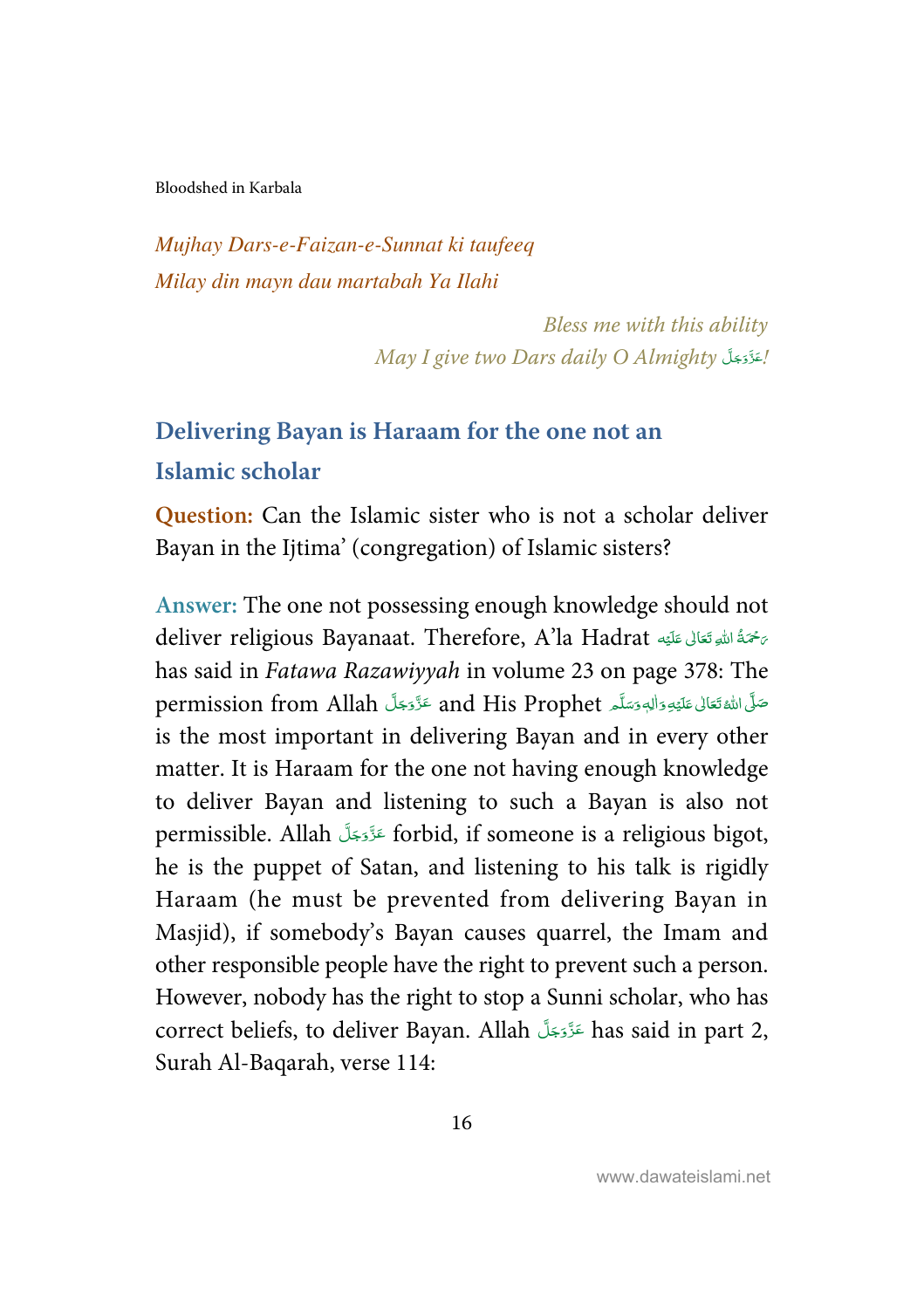*Mujhay Dars-e-Faizan-e-Sunnat ki taufeeq*
*Milay din mayn dau martabah Ya Ilahi*

*Bless me with this ability*
*May I give two Dars daily O Almighty* عَزَّوَجَلَّ*!*

## Delivering Bayan is Haraam for the one not an Islamic scholar

**Question:** Can the Islamic sister who is not a scholar deliver Bayan in the Ijtima' (congregation) of Islamic sisters?

**Answer:** The one not possessing enough knowledge should not deliver religious Bayanaat. Therefore, A'la Hadrat رَحْمَةُ اللهِ تَعَالٰى عَلَيْه has said in *Fatawa Razawiyyah* in volume 23 on page 378: The permission from Allah عَزَّوَجَلَّ and His Prophet صَلَّى اللهُ تَعَالٰى عَلَيْهِ وَاٰلِهٖ وَسَلَّم is the most important in delivering Bayan and in every other matter. It is Haraam for the one not having enough knowledge to deliver Bayan and listening to such a Bayan is also not permissible. Allah عَزَّوَجَلَّ forbid, if someone is a religious bigot, he is the puppet of Satan, and listening to his talk is rigidly Haraam (he must be prevented from delivering Bayan in Masjid), if somebody's Bayan causes quarrel, the Imam and other responsible people have the right to prevent such a person. However, nobody has the right to stop a Sunni scholar, who has correct beliefs, to deliver Bayan. Allah عَزَّوَجَلَّ has said in part 2, Surah Al-Baqarah, verse 114: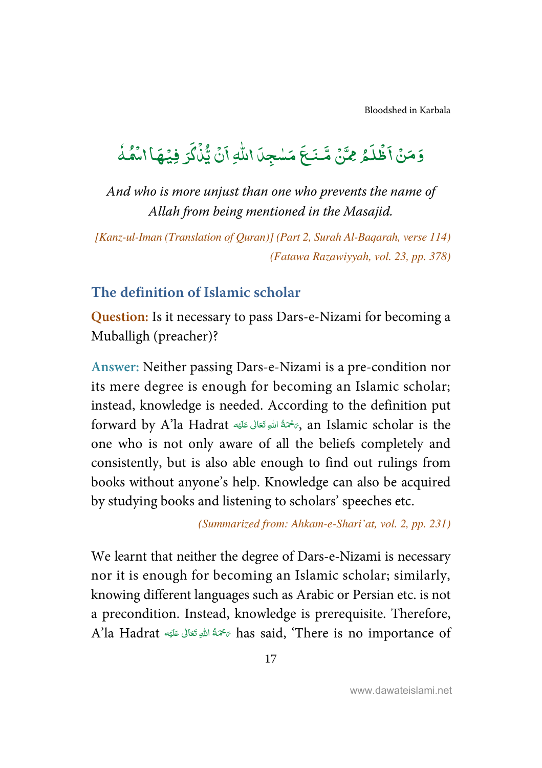وَمَنۡ اَظۡلَمُ مِمَّنۡ مَّنَعَ مَسٰجِدَ اللّٰهِ اَنۡ يُّذۡكَرَ فِيۡهَا اسۡمُهٗ

*And who is more unjust than one who prevents the name of Allah from being mentioned in the Masajid.*

*[Kanz-ul-Iman (Translation of Quran)] (Part 2, Surah Al-Baqarah, verse 114)*
*(Fatawa Razawiyyah, vol. 23, pp. 378)*

## The definition of Islamic scholar

**Question:** Is it necessary to pass Dars-e-Nizami for becoming a Muballigh (preacher)?

**Answer:** Neither passing Dars-e-Nizami is a pre-condition nor its mere degree is enough for becoming an Islamic scholar; instead, knowledge is needed. According to the definition put forward by A'la Hadrat رَحْمَةُ اللهِ تَعَالٰى عَلَيْه, an Islamic scholar is the one who is not only aware of all the beliefs completely and consistently, but is also able enough to find out rulings from books without anyone's help. Knowledge can also be acquired by studying books and listening to scholars' speeches etc.

*(Summarized from: Ahkam-e-Shari'at, vol. 2, pp. 231)*

We learnt that neither the degree of Dars-e-Nizami is necessary nor it is enough for becoming an Islamic scholar; similarly, knowing different languages such as Arabic or Persian etc. is not a precondition. Instead, knowledge is prerequisite. Therefore, A'la Hadrat رَحْمَةُ اللهِ تَعَالٰى عَلَيْه has said, 'There is no importance of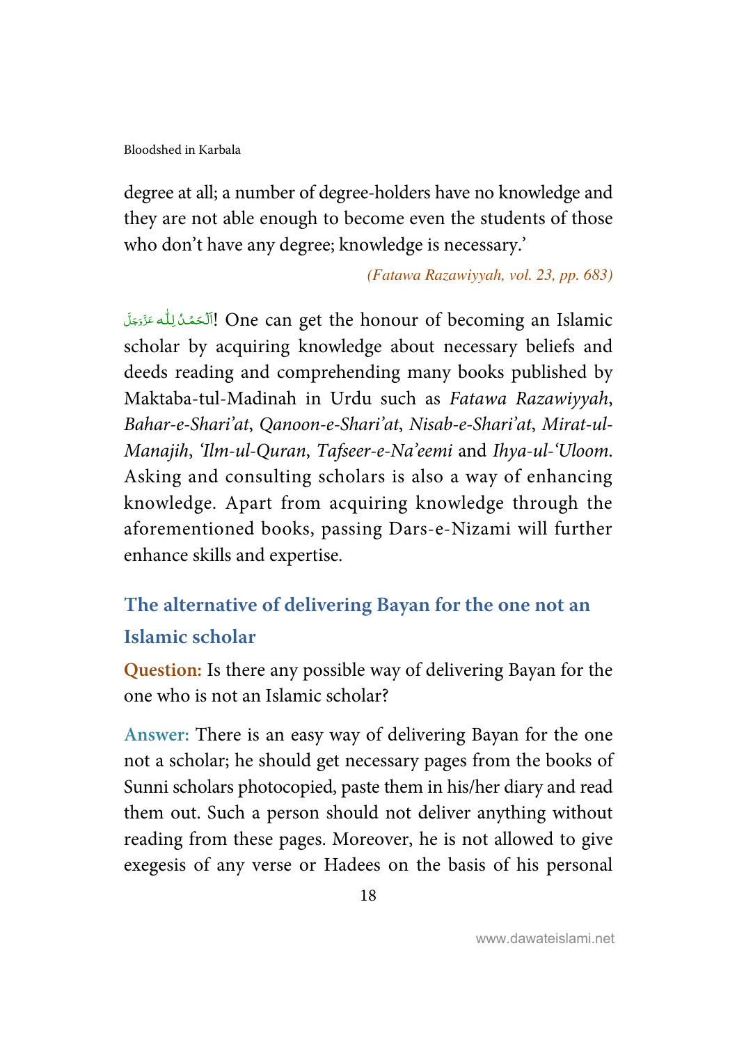degree at all; a number of degree-holders have no knowledge and they are not able enough to become even the students of those who don't have any degree; knowledge is necessary.'

*(Fatawa Razawiyyah, vol. 23, pp. 683)*

اَلْحَمْدُ لِلّٰه عَزَّوَجَلَّ! One can get the honour of becoming an Islamic scholar by acquiring knowledge about necessary beliefs and deeds reading and comprehending many books published by Maktaba-tul-Madinah in Urdu such as *Fatawa Razawiyyah*, *Bahar-e-Shari'at*, *Qanoon-e-Shari'at*, *Nisab-e-Shari'at*, *Mirat-ul-Manajih*, *'Ilm-ul-Quran*, *Tafseer-e-Na'eemi* and *Ihya-ul-'Uloom*. Asking and consulting scholars is also a way of enhancing knowledge. Apart from acquiring knowledge through the aforementioned books, passing Dars-e-Nizami will further enhance skills and expertise.

## The alternative of delivering Bayan for the one not an Islamic scholar

**Question:** Is there any possible way of delivering Bayan for the one who is not an Islamic scholar?

**Answer:** There is an easy way of delivering Bayan for the one not a scholar; he should get necessary pages from the books of Sunni scholars photocopied, paste them in his/her diary and read them out. Such a person should not deliver anything without reading from these pages. Moreover, he is not allowed to give exegesis of any verse or Hadees on the basis of his personal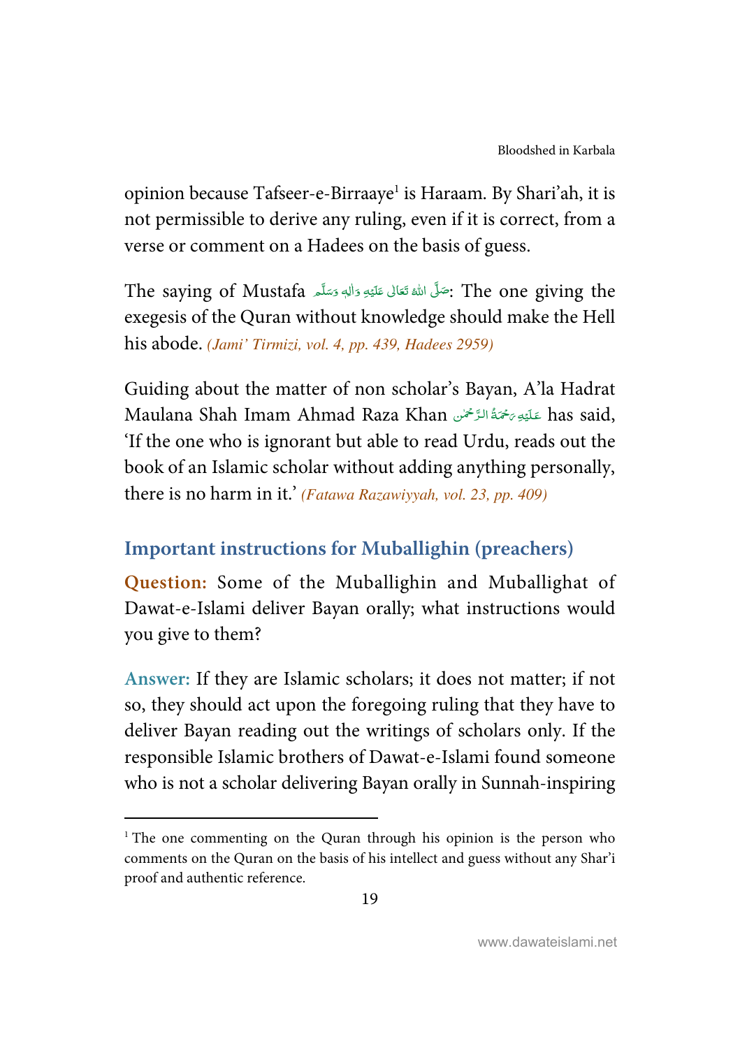opinion because Tafseer-e-Birraaye[1] is Haraam. By Shari'ah, it is not permissible to derive any ruling, even if it is correct, from a verse or comment on a Hadees on the basis of guess.

The saying of Mustafa صَلَّى اللهُ تَعَالٰى عَلَيْهِ وَاٰلِهٖ وَسَلَّم: The one giving the exegesis of the Quran without knowledge should make the Hell his abode. *(Jami' Tirmizi, vol. 4, pp. 439, Hadees 2959)*

Guiding about the matter of non scholar's Bayan, A'la Hadrat Maulana Shah Imam Ahmad Raza Khan عَلَيْهِ رَحْمَةُ الرَّحْمٰن has said, 'If the one who is ignorant but able to read Urdu, reads out the book of an Islamic scholar without adding anything personally, there is no harm in it.' *(Fatawa Razawiyyah, vol. 23, pp. 409)*

## Important instructions for Muballighin (preachers)

**Question:** Some of the Muballighin and Muballighat of Dawat-e-Islami deliver Bayan orally; what instructions would you give to them?

**Answer:** If they are Islamic scholars; it does not matter; if not so, they should act upon the foregoing ruling that they have to deliver Bayan reading out the writings of scholars only. If the responsible Islamic brothers of Dawat-e-Islami found someone who is not a scholar delivering Bayan orally in Sunnah-inspiring

---

[1] The one commenting on the Quran through his opinion is the person who comments on the Quran on the basis of his intellect and guess without any Shar'i proof and authentic reference.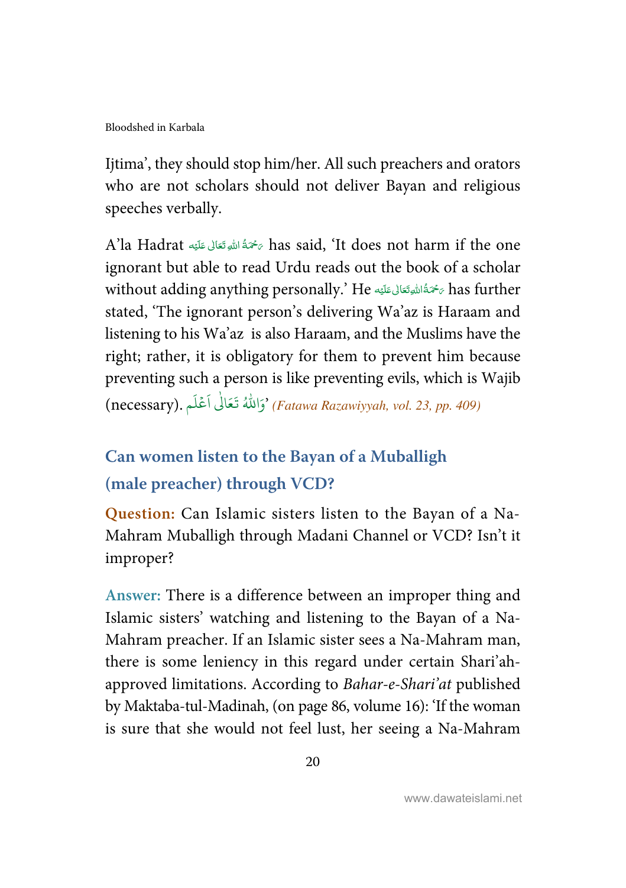Ijtima', they should stop him/her. All such preachers and orators who are not scholars should not deliver Bayan and religious speeches verbally.

A'la Hadrat رَحْمَةُ اللهِ تَعَالٰی عَلَيْه has said, 'It does not harm if the one ignorant but able to read Urdu reads out the book of a scholar without adding anything personally.' He رَحْمَةُ اللهِ تَعَالٰی عَلَيْه has further stated, 'The ignorant person's delivering Wa'az is Haraam and listening to his Wa'az is also Haraam, and the Muslims have the right; rather, it is obligatory for them to prevent him because preventing such a person is like preventing evils, which is Wajib (necessary). وَاللّٰهُ تَعَالٰى اَعْلَم' *(Fatawa Razawiyyah, vol. 23, pp. 409)*

## Can women listen to the Bayan of a Muballigh (male preacher) through VCD?

**Question:** Can Islamic sisters listen to the Bayan of a Na-Mahram Muballigh through Madani Channel or VCD? Isn't it improper?

**Answer:** There is a difference between an improper thing and Islamic sisters' watching and listening to the Bayan of a Na-Mahram preacher. If an Islamic sister sees a Na-Mahram man, there is some leniency in this regard under certain Shari'ah-approved limitations. According to *Bahar-e-Shari'at* published by Maktaba-tul-Madinah, (on page 86, volume 16): 'If the woman is sure that she would not feel lust, her seeing a Na-Mahram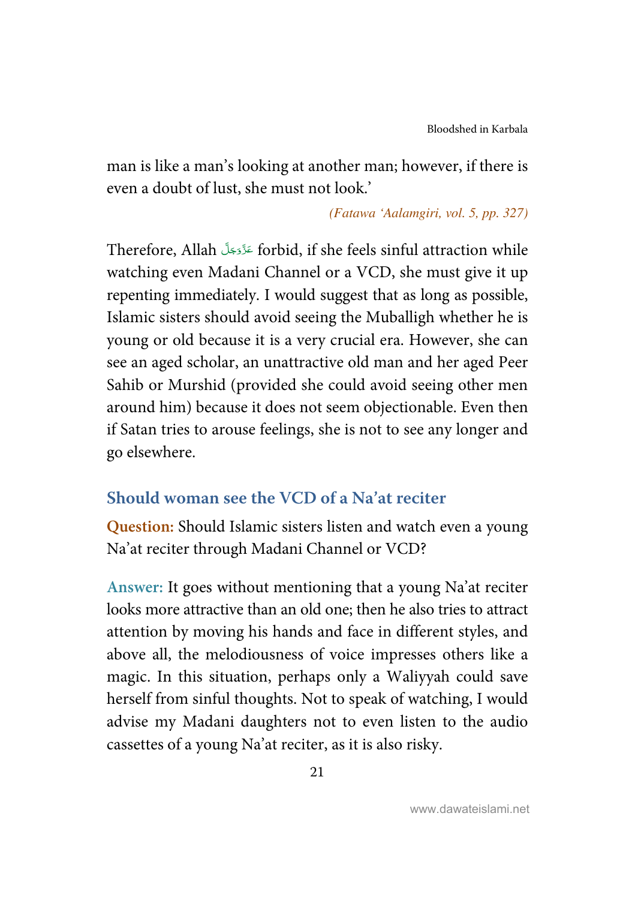man is like a man's looking at another man; however, if there is even a doubt of lust, she must not look.'

*(Fatawa 'Aalamgiri, vol. 5, pp. 327)*

Therefore, Allah عَزَّوَجَلَّ forbid, if she feels sinful attraction while watching even Madani Channel or a VCD, she must give it up repenting immediately. I would suggest that as long as possible, Islamic sisters should avoid seeing the Muballigh whether he is young or old because it is a very crucial era. However, she can see an aged scholar, an unattractive old man and her aged Peer Sahib or Murshid (provided she could avoid seeing other men around him) because it does not seem objectionable. Even then if Satan tries to arouse feelings, she is not to see any longer and go elsewhere.

## Should woman see the VCD of a Na'at reciter

**Question:** Should Islamic sisters listen and watch even a young Na'at reciter through Madani Channel or VCD?

**Answer:** It goes without mentioning that a young Na'at reciter looks more attractive than an old one; then he also tries to attract attention by moving his hands and face in different styles, and above all, the melodiousness of voice impresses others like a magic. In this situation, perhaps only a Waliyyah could save herself from sinful thoughts. Not to speak of watching, I would advise my Madani daughters not to even listen to the audio cassettes of a young Na'at reciter, as it is also risky.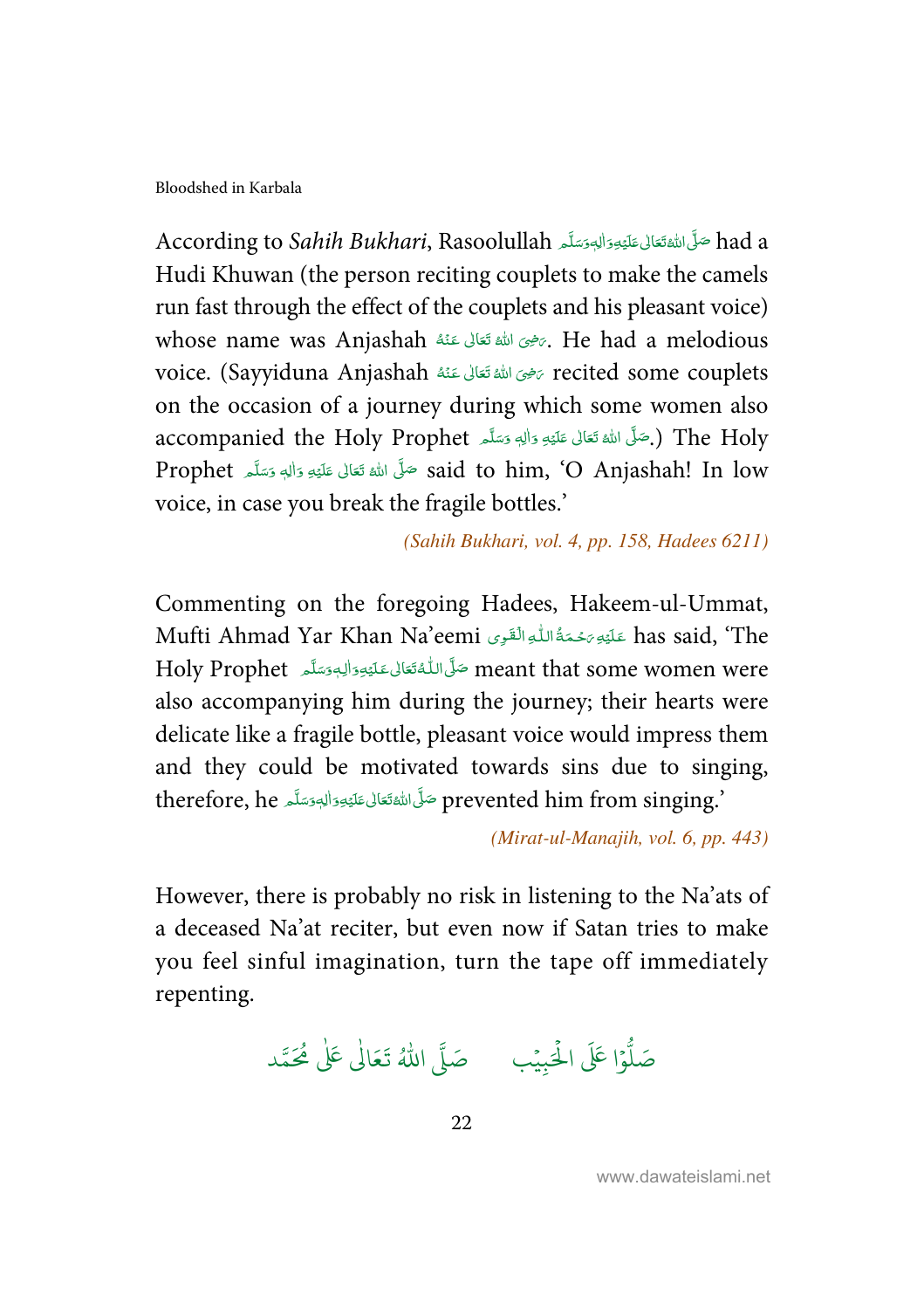According to *Sahih Bukhari*, Rasoolullah صَلَّى اللهُ تَعَالٰى عَلَيْهِ وَاٰلِهٖ وَسَلَّم had a Hudi Khuwan (the person reciting couplets to make the camels run fast through the effect of the couplets and his pleasant voice) whose name was Anjashah رَضِىَ اللهُ تَعَالٰى عَنْهُ. He had a melodious voice. (Sayyiduna Anjashah رَضِىَ اللهُ تَعَالٰى عَنْهُ recited some couplets on the occasion of a journey during which some women also accompanied the Holy Prophet صَلَّى اللهُ تَعَالٰى عَلَيْهِ وَاٰلِهٖ وَسَلَّم.) The Holy Prophet صَلَّى اللهُ تَعَالٰى عَلَيْهِ وَاٰلِهٖ وَسَلَّم said to him, 'O Anjashah! In low voice, in case you break the fragile bottles.'

*(Sahih Bukhari, vol. 4, pp. 158, Hadees 6211)*

Commenting on the foregoing Hadees, Hakeem-ul-Ummat, Mufti Ahmad Yar Khan Na'eemi عَلَيْهِ رَحْمَةُ اللّٰهِ الْقَوِى has said, 'The Holy Prophet صَلَّى اللّٰهُ تَعَالٰى عَلَيْهِ وَاٰلِهٖ وَسَلَّم meant that some women were also accompanying him during the journey; their hearts were delicate like a fragile bottle, pleasant voice would impress them and they could be motivated towards sins due to singing, therefore, he صَلَّى اللهُ تَعَالٰى عَلَيْهِ وَاٰلِهٖ وَسَلَّم prevented him from singing.'

*(Mirat-ul-Manajih, vol. 6, pp. 443)*

However, there is probably no risk in listening to the Na'ats of a deceased Na'at reciter, but even now if Satan tries to make you feel sinful imagination, turn the tape off immediately repenting.

صَلُّوْا عَلَى الْحَبِيْب صَلَّى اللهُ تَعَالٰى عَلٰى مُحَمَّد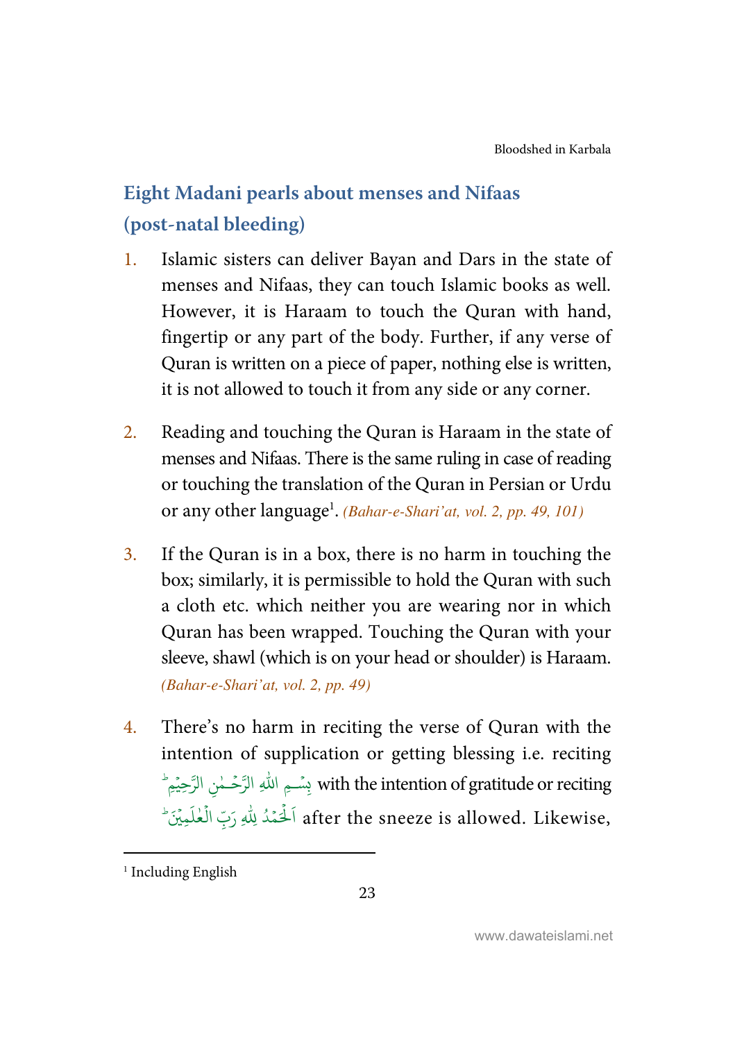## Eight Madani pearls about menses and Nifaas (post-natal bleeding)

1. Islamic sisters can deliver Bayan and Dars in the state of menses and Nifaas, they can touch Islamic books as well. However, it is Haraam to touch the Quran with hand, fingertip or any part of the body. Further, if any verse of Quran is written on a piece of paper, nothing else is written, it is not allowed to touch it from any side or any corner.

2. Reading and touching the Quran is Haraam in the state of menses and Nifaas. There is the same ruling in case of reading or touching the translation of the Quran in Persian or Urdu or any other language[1]. *(Bahar-e-Shari'at, vol. 2, pp. 49, 101)*

3. If the Quran is in a box, there is no harm in touching the box; similarly, it is permissible to hold the Quran with such a cloth etc. which neither you are wearing nor in which Quran has been wrapped. Touching the Quran with your sleeve, shawl (which is on your head or shoulder) is Haraam. *(Bahar-e-Shari'at, vol. 2, pp. 49)*

4. There's no harm in reciting the verse of Quran with the intention of supplication or getting blessing i.e. reciting بِسْمِ اللّٰهِ الرَّحْمٰنِ الرَّحِيْمِ with the intention of gratitude or reciting اَلْحَمْدُ لِلّٰهِ رَبِّ الْعٰلَمِيْنَ after the sneeze is allowed. Likewise,

---

[1] Including English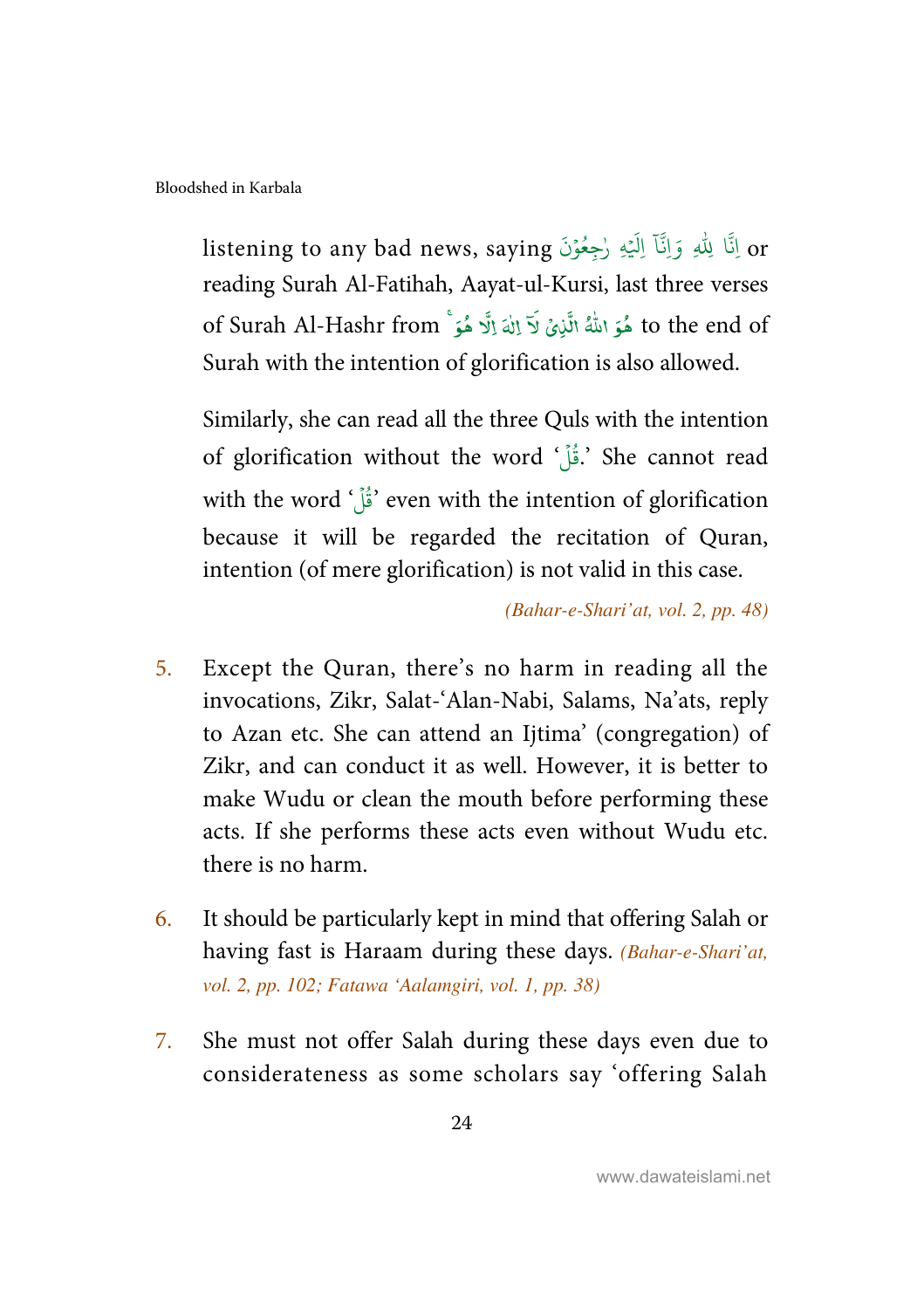listening to any bad news, saying اِنَّا لِلّٰهِ وَاِنَّاۤ اِلَيْهِ رٰجِعُوْنَ or reading Surah Al-Fatihah, Aayat-ul-Kursi, last three verses of Surah Al-Hashr from هُوَ اللّٰهُ الَّذِىْ لَاۤ اِلٰهَ اِلَّا هُوَ ۚ to the end of Surah with the intention of glorification is also allowed.

Similarly, she can read all the three Quls with the intention of glorification without the word 'قُلْ.' She cannot read with the word 'قُلْ' even with the intention of glorification because it will be regarded the recitation of Quran, intention (of mere glorification) is not valid in this case.

*(Bahar-e-Shari'at, vol. 2, pp. 48)*

5. Except the Quran, there's no harm in reading all the invocations, Zikr, Salat-'Alan-Nabi, Salams, Na'ats, reply to Azan etc. She can attend an Ijtima' (congregation) of Zikr, and can conduct it as well. However, it is better to make Wudu or clean the mouth before performing these acts. If she performs these acts even without Wudu etc. there is no harm.

6. It should be particularly kept in mind that offering Salah or having fast is Haraam during these days. *(Bahar-e-Shari'at, vol. 2, pp. 102; Fatawa 'Aalamgiri, vol. 1, pp. 38)*

7. She must not offer Salah during these days even due to considerateness as some scholars say 'offering Salah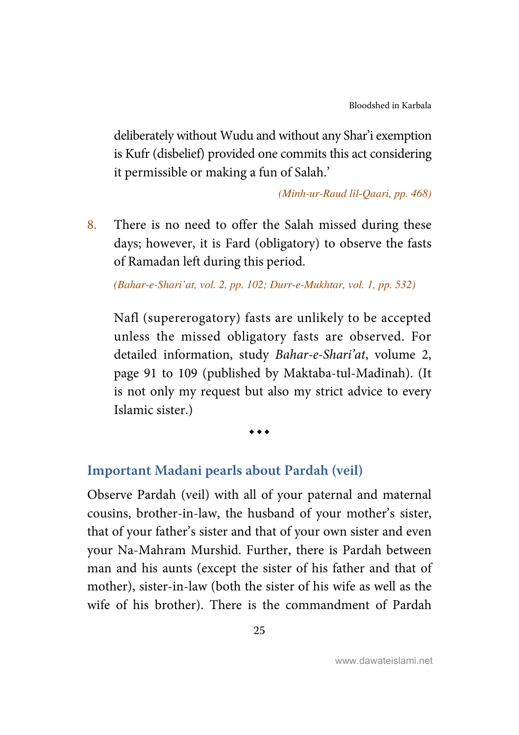deliberately without Wudu and without any Shar'i exemption is Kufr (disbelief) provided one commits this act considering it permissible or making a fun of Salah.'

*(Minh-ur-Raud lil-Qaari, pp. 468)*

8. There is no need to offer the Salah missed during these days; however, it is Fard (obligatory) to observe the fasts of Ramadan left during this period.

   *(Bahar-e-Shari'at, vol. 2, pp. 102; Durr-e-Mukhtar, vol. 1, pp. 532)*

   Nafl (supererogatory) fasts are unlikely to be accepted unless the missed obligatory fasts are observed. For detailed information, study *Bahar-e-Shari'at*, volume 2, page 91 to 109 (published by Maktaba-tul-Madinah). (It is not only my request but also my strict advice to every Islamic sister.)

◆◆◆

## Important Madani pearls about Pardah (veil)

Observe Pardah (veil) with all of your paternal and maternal cousins, brother-in-law, the husband of your mother's sister, that of your father's sister and that of your own sister and even your Na-Mahram Murshid. Further, there is Pardah between man and his aunts (except the sister of his father and that of mother), sister-in-law (both the sister of his wife as well as the wife of his brother). There is the commandment of Pardah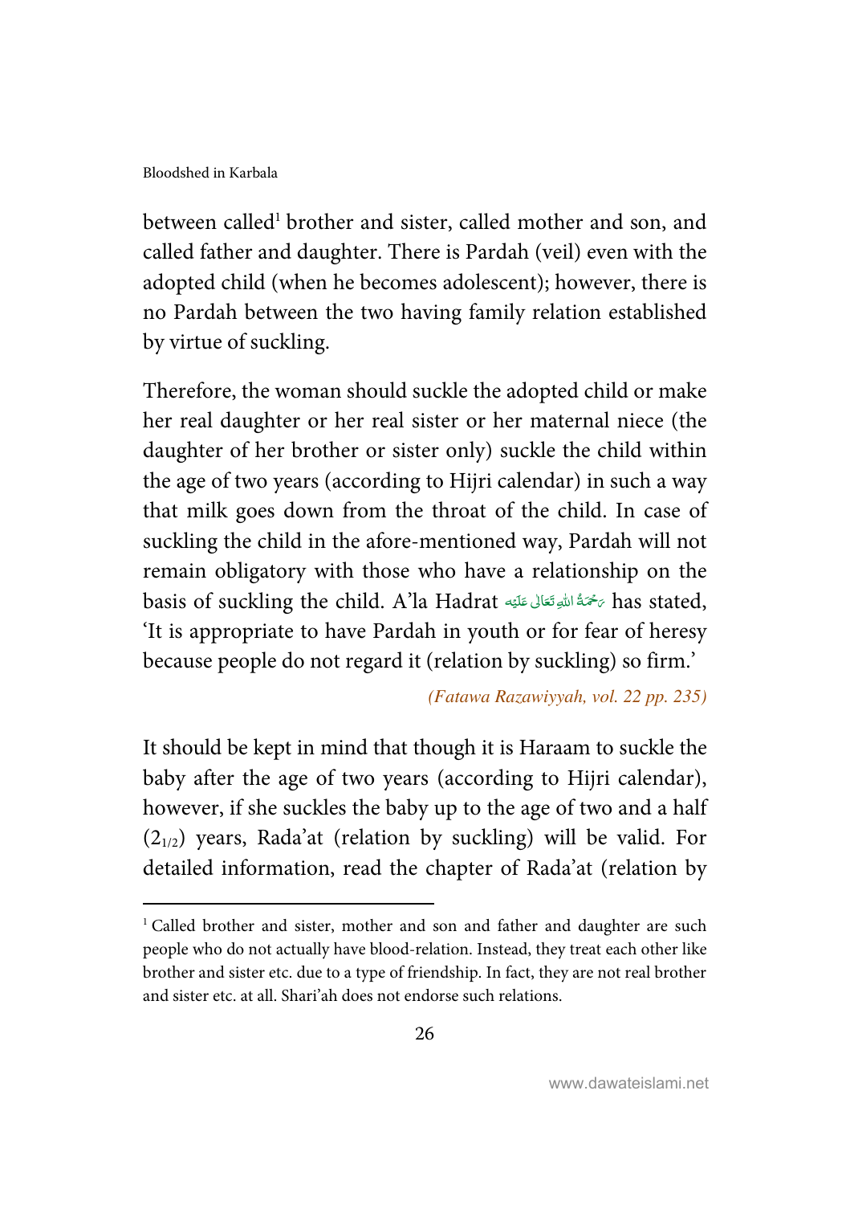between called[1] brother and sister, called mother and son, and called father and daughter. There is Pardah (veil) even with the adopted child (when he becomes adolescent); however, there is no Pardah between the two having family relation established by virtue of suckling.

Therefore, the woman should suckle the adopted child or make her real daughter or her real sister or her maternal niece (the daughter of her brother or sister only) suckle the child within the age of two years (according to Hijri calendar) in such a way that milk goes down from the throat of the child. In case of suckling the child in the afore-mentioned way, Pardah will not remain obligatory with those who have a relationship on the basis of suckling the child. A'la Hadrat رَحْمَةُ اللهِ تَعَالٰى عَلَيْه has stated, 'It is appropriate to have Pardah in youth or for fear of heresy because people do not regard it (relation by suckling) so firm.'

*(Fatawa Razawiyyah, vol. 22 pp. 235)*

It should be kept in mind that though it is Haraam to suckle the baby after the age of two years (according to Hijri calendar), however, if she suckles the baby up to the age of two and a half ($2_{1/2}$) years, Rada'at (relation by suckling) will be valid. For detailed information, read the chapter of Rada'at (relation by

---

[1] Called brother and sister, mother and son and father and daughter are such people who do not actually have blood-relation. Instead, they treat each other like brother and sister etc. due to a type of friendship. In fact, they are not real brother and sister etc. at all. Shari'ah does not endorse such relations.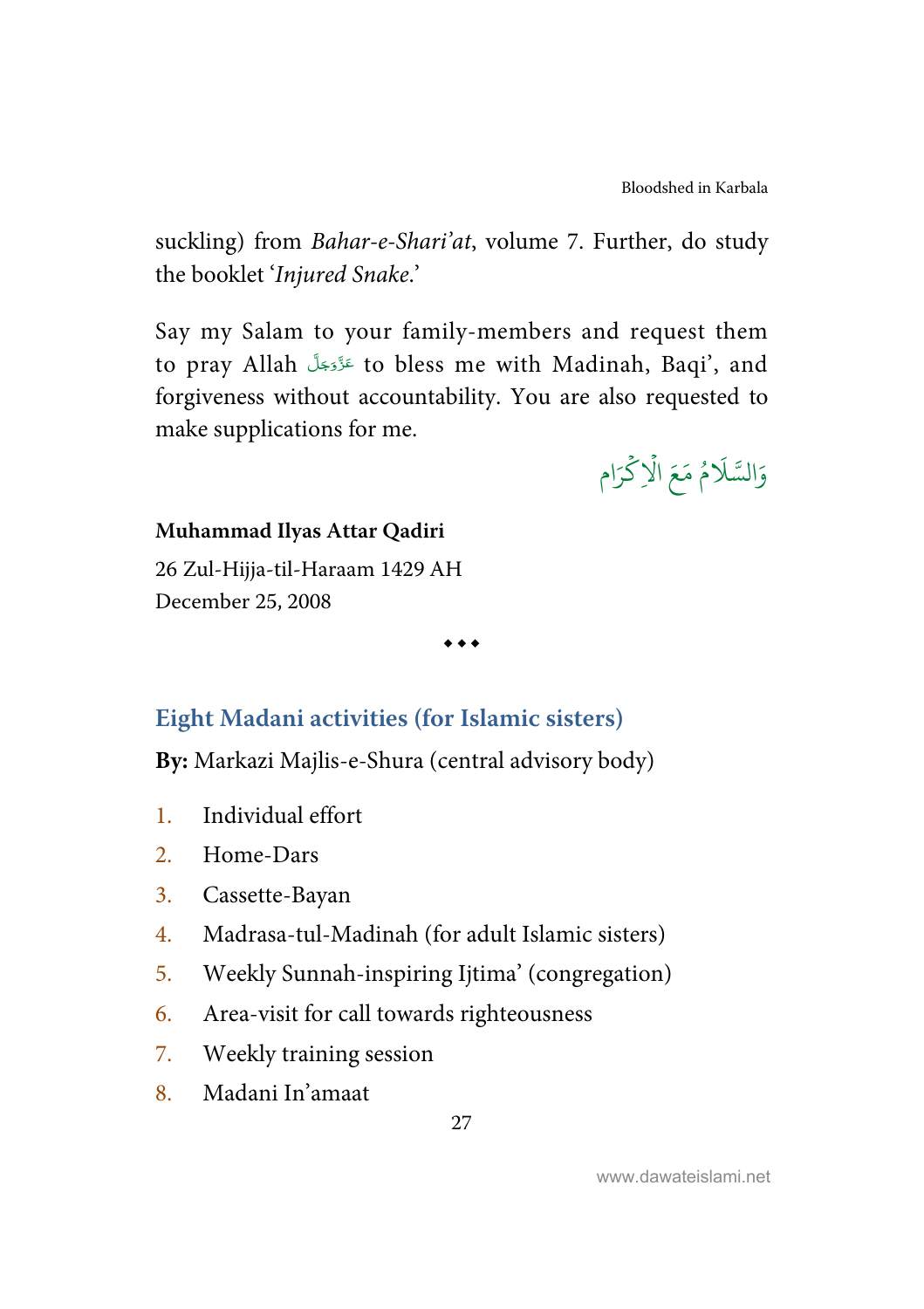suckling) from *Bahar-e-Shari'at*, volume 7. Further, do study the booklet '*Injured Snake*.'

Say my Salam to your family-members and request them to pray Allah عَزَّوَجَلَّ to bless me with Madinah, Baqi', and forgiveness without accountability. You are also requested to make supplications for me.

وَالسَّلَامُ مَعَ الْاِكْرَام

**Muhammad Ilyas Attar Qadiri**

26 Zul-Hijja-til-Haraam 1429 AH
December 25, 2008

◆◆◆

## Eight Madani activities (for Islamic sisters)

**By:** Markazi Majlis-e-Shura (central advisory body)

1. Individual effort
2. Home-Dars
3. Cassette-Bayan
4. Madrasa-tul-Madinah (for adult Islamic sisters)
5. Weekly Sunnah-inspiring Ijtima' (congregation)
6. Area-visit for call towards righteousness
7. Weekly training session
8. Madani In'amaat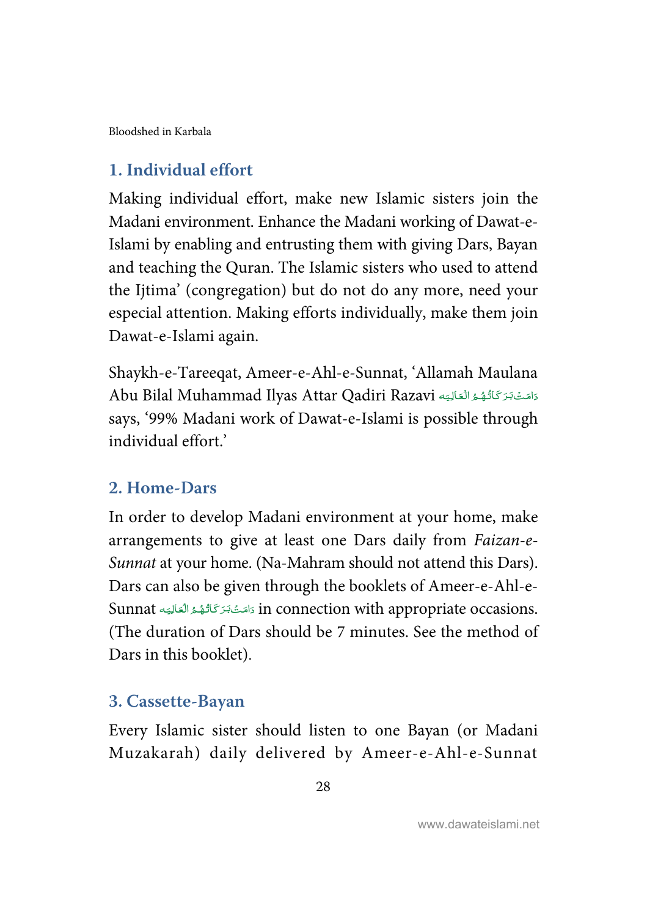### 1. Individual effort

Making individual effort, make new Islamic sisters join the Madani environment. Enhance the Madani working of Dawat-e-Islami by enabling and entrusting them with giving Dars, Bayan and teaching the Quran. The Islamic sisters who used to attend the Ijtima' (congregation) but do not do any more, need your especial attention. Making efforts individually, make them join Dawat-e-Islami again.

Shaykh-e-Tareeqat, Ameer-e-Ahl-e-Sunnat, 'Allamah Maulana Abu Bilal Muhammad Ilyas Attar Qadiri Razavi دَامَتۡ بَرَكَاتُهُمُ الۡعَالِيَه says, '99% Madani work of Dawat-e-Islami is possible through individual effort.'

### 2. Home-Dars

In order to develop Madani environment at your home, make arrangements to give at least one Dars daily from *Faizan-e-Sunnat* at your home. (Na-Mahram should not attend this Dars). Dars can also be given through the booklets of Ameer-e-Ahl-e-Sunnat دَامَتۡ بَرَكَاتُهُمُ الۡعَالِيَه in connection with appropriate occasions. (The duration of Dars should be 7 minutes. See the method of Dars in this booklet).

### 3. Cassette-Bayan

Every Islamic sister should listen to one Bayan (or Madani Muzakarah) daily delivered by Ameer-e-Ahl-e-Sunnat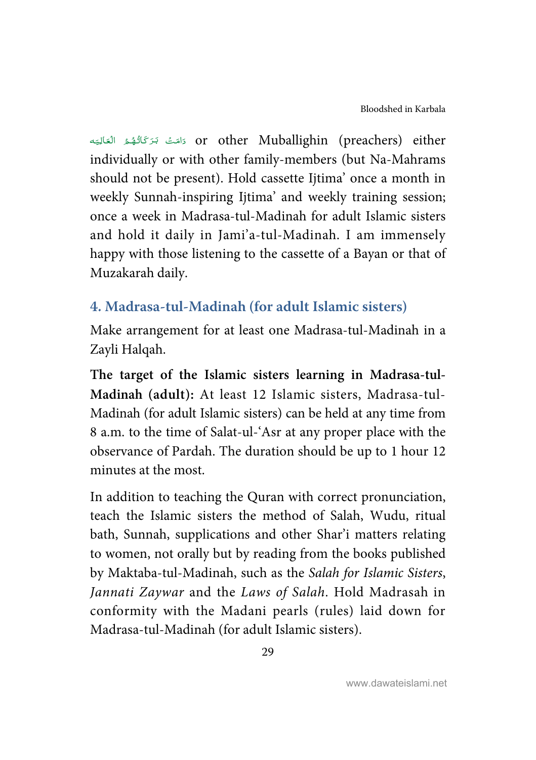دَامَتْ بَرَكَاتُهُمُ الْعَالِيَه or other Muballighin (preachers) either individually or with other family-members (but Na-Mahrams should not be present). Hold cassette Ijtima' once a month in weekly Sunnah-inspiring Ijtima' and weekly training session; once a week in Madrasa-tul-Madinah for adult Islamic sisters and hold it daily in Jami'a-tul-Madinah. I am immensely happy with those listening to the cassette of a Bayan or that of Muzakarah daily.

### 4. Madrasa-tul-Madinah (for adult Islamic sisters)

Make arrangement for at least one Madrasa-tul-Madinah in a Zayli Halqah.

**The target of the Islamic sisters learning in Madrasa-tul-Madinah (adult):** At least 12 Islamic sisters, Madrasa-tul-Madinah (for adult Islamic sisters) can be held at any time from 8 a.m. to the time of Salat-ul-'Asr at any proper place with the observance of Pardah. The duration should be up to 1 hour 12 minutes at the most.

In addition to teaching the Quran with correct pronunciation, teach the Islamic sisters the method of Salah, Wudu, ritual bath, Sunnah, supplications and other Shar'i matters relating to women, not orally but by reading from the books published by Maktaba-tul-Madinah, such as the *Salah for Islamic Sisters*, *Jannati Zaywar* and the *Laws of Salah*. Hold Madrasah in conformity with the Madani pearls (rules) laid down for Madrasa-tul-Madinah (for adult Islamic sisters).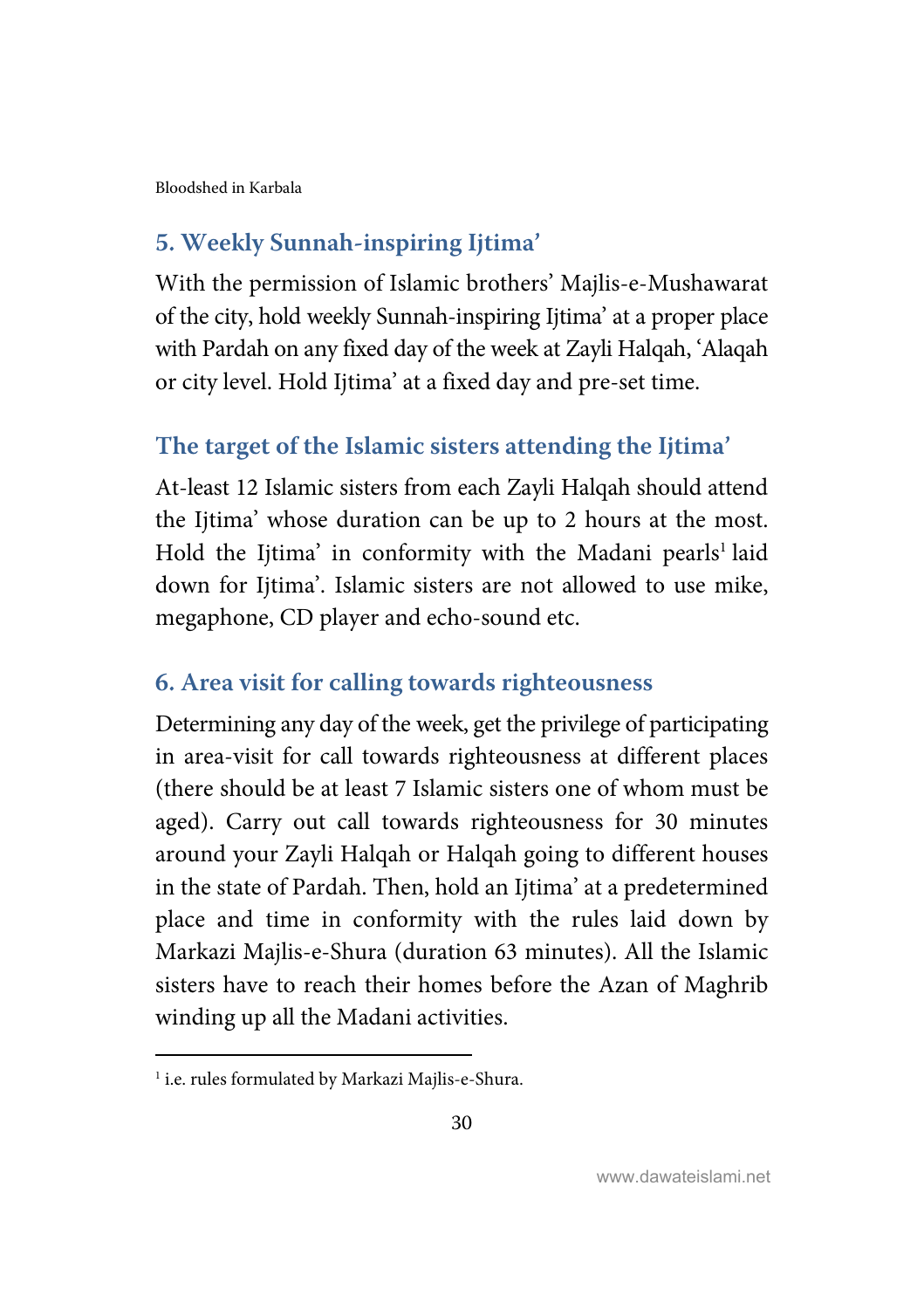## 5. Weekly Sunnah-inspiring Ijtima'

With the permission of Islamic brothers' Majlis-e-Mushawarat of the city, hold weekly Sunnah-inspiring Ijtima' at a proper place with Pardah on any fixed day of the week at Zayli Halqah, 'Alaqah or city level. Hold Ijtima' at a fixed day and pre-set time.

### The target of the Islamic sisters attending the Ijtima'

At-least 12 Islamic sisters from each Zayli Halqah should attend the Ijtima' whose duration can be up to 2 hours at the most. Hold the Ijtima' in conformity with the Madani pearls[1] laid down for Ijtima'. Islamic sisters are not allowed to use mike, megaphone, CD player and echo-sound etc.

## 6. Area visit for calling towards righteousness

Determining any day of the week, get the privilege of participating in area-visit for call towards righteousness at different places (there should be at least 7 Islamic sisters one of whom must be aged). Carry out call towards righteousness for 30 minutes around your Zayli Halqah or Halqah going to different houses in the state of Pardah. Then, hold an Ijtima' at a predetermined place and time in conformity with the rules laid down by Markazi Majlis-e-Shura (duration 63 minutes). All the Islamic sisters have to reach their homes before the Azan of Maghrib winding up all the Madani activities.

---

[1] i.e. rules formulated by Markazi Majlis-e-Shura.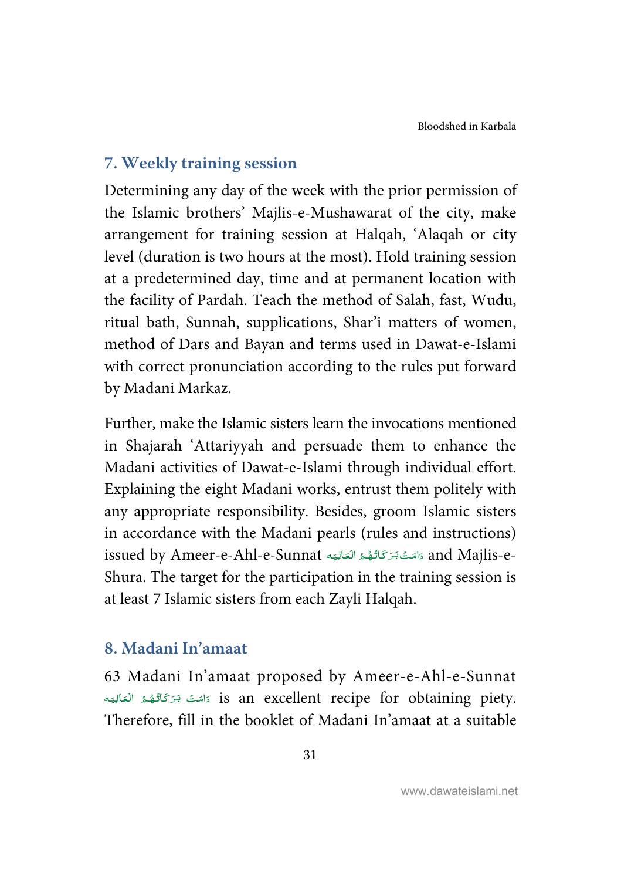## 7. Weekly training session

Determining any day of the week with the prior permission of the Islamic brothers' Majlis-e-Mushawarat of the city, make arrangement for training session at Halqah, 'Alaqah or city level (duration is two hours at the most). Hold training session at a predetermined day, time and at permanent location with the facility of Pardah. Teach the method of Salah, fast, Wudu, ritual bath, Sunnah, supplications, Shar'i matters of women, method of Dars and Bayan and terms used in Dawat-e-Islami with correct pronunciation according to the rules put forward by Madani Markaz.

Further, make the Islamic sisters learn the invocations mentioned in Shajarah 'Attariyyah and persuade them to enhance the Madani activities of Dawat-e-Islami through individual effort. Explaining the eight Madani works, entrust them politely with any appropriate responsibility. Besides, groom Islamic sisters in accordance with the Madani pearls (rules and instructions) issued by Ameer-e-Ahl-e-Sunnat دَامَتْ بَرَكَاتُهُمُ الْعَالِيَه and Majlis-e-Shura. The target for the participation in the training session is at least 7 Islamic sisters from each Zayli Halqah.

## 8. Madani In'amaat

63 Madani In'amaat proposed by Ameer-e-Ahl-e-Sunnat دَامَتْ بَرَكَاتُهُمُ الْعَالِيَه is an excellent recipe for obtaining piety. Therefore, fill in the booklet of Madani In'amaat at a suitable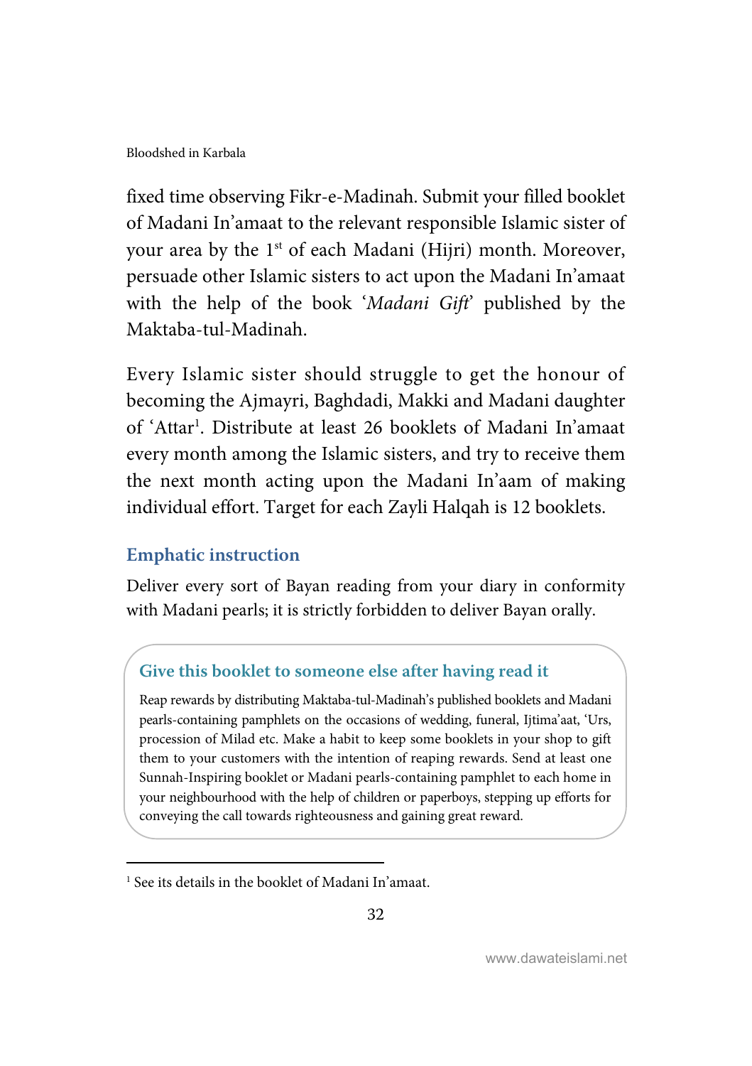fixed time observing Fikr-e-Madinah. Submit your filled booklet of Madani In'amaat to the relevant responsible Islamic sister of your area by the 1st of each Madani (Hijri) month. Moreover, persuade other Islamic sisters to act upon the Madani In'amaat with the help of the book '*Madani Gift*' published by the Maktaba-tul-Madinah.

Every Islamic sister should struggle to get the honour of becoming the Ajmayri, Baghdadi, Makki and Madani daughter of 'Attar[1]. Distribute at least 26 booklets of Madani In'amaat every month among the Islamic sisters, and try to receive them the next month acting upon the Madani In'aam of making individual effort. Target for each Zayli Halqah is 12 booklets.

### Emphatic instruction

Deliver every sort of Bayan reading from your diary in conformity with Madani pearls; it is strictly forbidden to deliver Bayan orally.

### Give this booklet to someone else after having read it

Reap rewards by distributing Maktaba-tul-Madinah's published booklets and Madani pearls-containing pamphlets on the occasions of wedding, funeral, Ijtima'aat, 'Urs, procession of Milad etc. Make a habit to keep some booklets in your shop to gift them to your customers with the intention of reaping rewards. Send at least one Sunnah-Inspiring booklet or Madani pearls-containing pamphlet to each home in your neighbourhood with the help of children or paperboys, stepping up efforts for conveying the call towards righteousness and gaining great reward.

---

[1] See its details in the booklet of Madani In'amaat.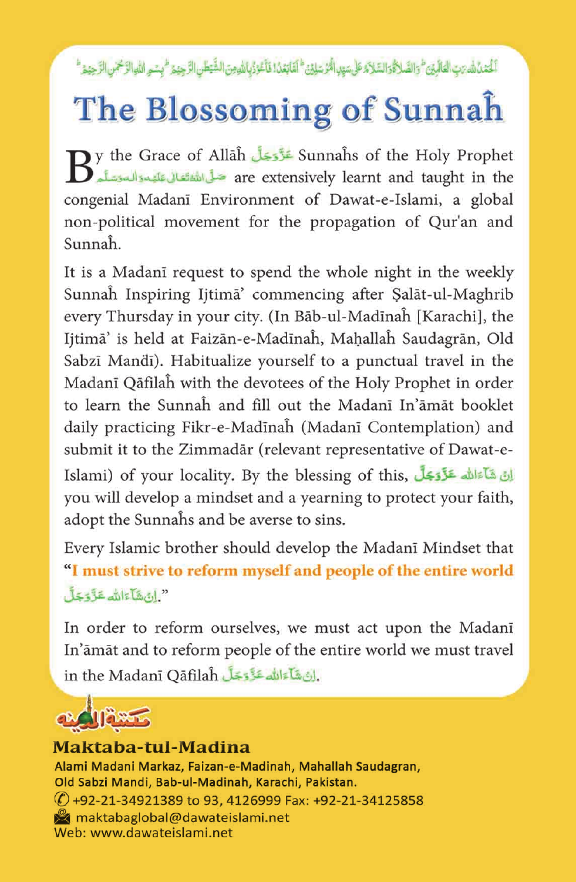اَلْحَمْدُ لِلّٰهِ رَبِّ الْعٰلَمِيْنَ ۙ وَالصَّلٰوةُ وَالسَّلَامُ عَلٰى سَيِّدِ الْمُرْسَلِيْنَ ؕ اَمَّا بَعْدُ فَاَعُوْذُ بِاللّٰهِ مِنَ الشَّيْطٰنِ الرَّجِيْمِ ؕ بِسْمِ اللّٰهِ الرَّحْمٰنِ الرَّحِيْمِ ؕ

# The Blossoming of Sunnaĥ

By the Grace of Allāĥ عَزَّوَجَلَّ Sunnaĥs of the Holy Prophet صَلَّى اللّٰهُ تَعَالٰى عَلَيْهِ وَاٰلِهٖ وَسَلَّم are extensively learnt and taught in the congenial Madanī Environment of Dawat-e-Islami, a global non-political movement for the propagation of Qur'an and Sunnaĥ.

It is a Madanī request to spend the whole night in the weekly Sunnaĥ Inspiring Ijtimā' commencing after Ṣalāt-ul-Maghrib every Thursday in your city. (In Bāb-ul-Madīnaĥ [Karachi], the Ijtimā' is held at Faizān-e-Madīnaĥ, Maḥallaĥ Saudagrān, Old Sabzī Manḍī). Habitualize yourself to a punctual travel in the Madanī Qāfilaĥ with the devotees of the Holy Prophet in order to learn the Sunnaĥ and fill out the Madanī In'āmāt booklet daily practicing Fikr-e-Madīnaĥ (Madanī Contemplation) and submit it to the Zimmadār (relevant representative of Dawat-e-Islami) of your locality. By the blessing of this, اِنْ شَآءَ اللّٰه عَزَّوَجَلَّ you will develop a mindset and a yearning to protect your faith, adopt the Sunnaĥs and be averse to sins.

Every Islamic brother should develop the Madanī Mindset that "**I must strive to reform myself and people of the entire world** اِنْ شَآءَ اللّٰه عَزَّوَجَلَّ."

In order to reform ourselves, we must act upon the Madanī In'āmāt and to reform people of the entire world we must travel in the Madanī Qāfilaĥ اِنْ شَآءَ اللّٰه عَزَّوَجَلَّ.

مکتبۃ المدینہ

**Maktaba-tul-Madina**

Alami Madani Markaz, Faizan-e-Madinah, Mahallah Saudagran, Old Sabzi Mandi, Bab-ul-Madinah, Karachi, Pakistan.

✆ +92-21-34921389 to 93, 4126999 Fax: +92-21-34125858

maktabaglobal@dawateislami.net

Web: www.dawateislami.net